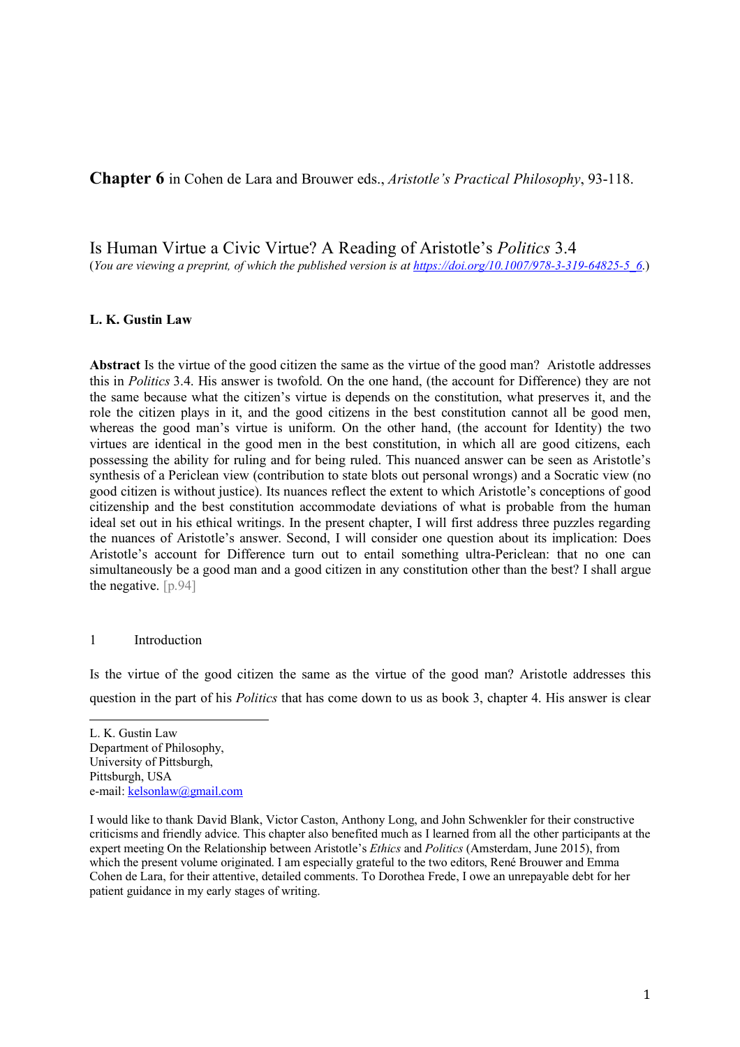**Chapter 6** in Cohen de Lara and Brouwer eds., *Aristotle's Practical Philosophy*, 93-118.

# Is Human Virtue a Civic Virtue? A Reading of Aristotle's *Politics* 3.4

(*You are viewing a preprint, of which the published version is at* https://doi.org/10.1007/978-3-319-64825-5_6.)

**L. K. Gustin Law**

**Abstract** Is the virtue of the good citizen the same as the virtue of the good man? Aristotle addresses this in *Politics* 3.4. His answer is twofold. On the one hand, (the account for Difference) they are not the same because what the citizen's virtue is depends on the constitution, what preserves it, and the role the citizen plays in it, and the good citizens in the best constitution cannot all be good men, whereas the good man's virtue is uniform. On the other hand, (the account for Identity) the two virtues are identical in the good men in the best constitution, in which all are good citizens, each possessing the ability for ruling and for being ruled. This nuanced answer can be seen as Aristotle's synthesis of a Periclean view (contribution to state blots out personal wrongs) and a Socratic view (no good citizen is without justice). Its nuances reflect the extent to which Aristotle's conceptions of good citizenship and the best constitution accommodate deviations of what is probable from the human ideal set out in his ethical writings. In the present chapter, I will first address three puzzles regarding the nuances of Aristotle's answer. Second, I will consider one question about its implication: Does Aristotle's account for Difference turn out to entail something ultra-Periclean: that no one can simultaneously be a good man and a good citizen in any constitution other than the best? I shall argue the negative. [p.94]

## 1 Introduction

Is the virtue of the good citizen the same as the virtue of the good man? Aristotle addresses this question in the part of his *Politics* that has come down to us as book 3, chapter 4. His answer is clear

---

L. K. Gustin Law
Department of Philosophy,
University of Pittsburgh,
Pittsburgh, USA
e-mail: kelsonlaw@gmail.com

I would like to thank David Blank, Victor Caston, Anthony Long, and John Schwenkler for their constructive criticisms and friendly advice. This chapter also benefited much as I learned from all the other participants at the expert meeting On the Relationship between Aristotle's *Ethics* and *Politics* (Amsterdam, June 2015), from which the present volume originated. I am especially grateful to the two editors, René Brouwer and Emma Cohen de Lara, for their attentive, detailed comments. To Dorothea Frede, I owe an unrepayable debt for her patient guidance in my early stages of writing.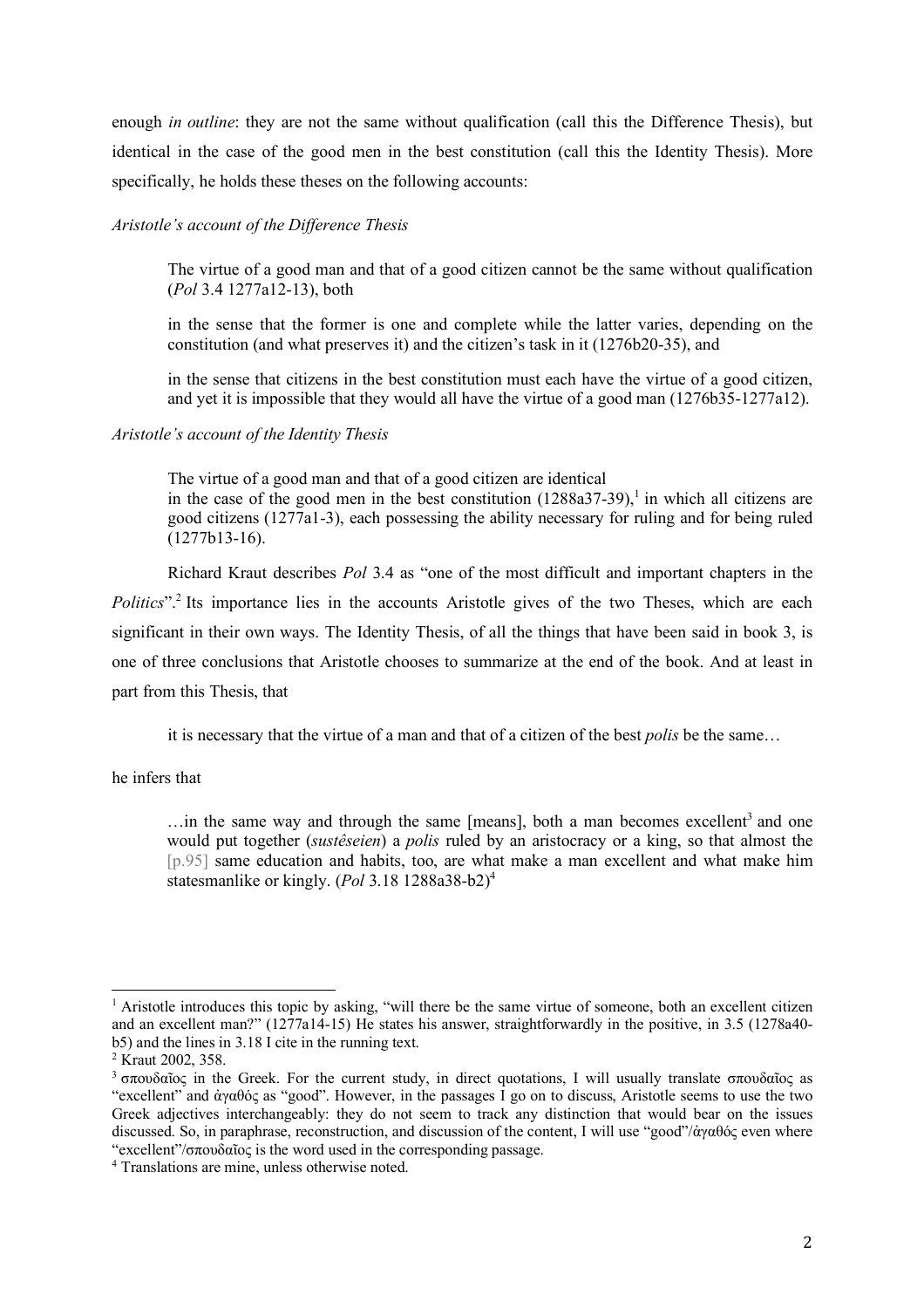enough *in outline*: they are not the same without qualification (call this the Difference Thesis), but identical in the case of the good men in the best constitution (call this the Identity Thesis). More specifically, he holds these theses on the following accounts:

*Aristotle's account of the Difference Thesis*

> The virtue of a good man and that of a good citizen cannot be the same without qualification (*Pol* 3.4 1277a12-13), both
>
> in the sense that the former is one and complete while the latter varies, depending on the constitution (and what preserves it) and the citizen's task in it (1276b20-35), and
>
> in the sense that citizens in the best constitution must each have the virtue of a good citizen, and yet it is impossible that they would all have the virtue of a good man (1276b35-1277a12).

*Aristotle's account of the Identity Thesis*

> The virtue of a good man and that of a good citizen are identical
> in the case of the good men in the best constitution (1288a37-39),[1] in which all citizens are good citizens (1277a1-3), each possessing the ability necessary for ruling and for being ruled (1277b13-16).

Richard Kraut describes *Pol* 3.4 as "one of the most difficult and important chapters in the *Politics*".[2] Its importance lies in the accounts Aristotle gives of the two Theses, which are each significant in their own ways. The Identity Thesis, of all the things that have been said in book 3, is one of three conclusions that Aristotle chooses to summarize at the end of the book. And at least in part from this Thesis, that

> it is necessary that the virtue of a man and that of a citizen of the best *polis* be the same…

he infers that

> …in the same way and through the same [means], both a man becomes excellent[3] and one would put together (*sustêseien*) a *polis* ruled by an aristocracy or a king, so that almost the [p.95] same education and habits, too, are what make a man excellent and what make him statesmanlike or kingly. (*Pol* 3.18 1288a38-b2)[4]

---

[1] Aristotle introduces this topic by asking, "will there be the same virtue of someone, both an excellent citizen and an excellent man?" (1277a14-15) He states his answer, straightforwardly in the positive, in 3.5 (1278a40-b5) and the lines in 3.18 I cite in the running text.

[2] Kraut 2002, 358.

[3] σπουδαῖος in the Greek. For the current study, in direct quotations, I will usually translate σπουδαῖος as "excellent" and ἀγαθός as "good". However, in the passages I go on to discuss, Aristotle seems to use the two Greek adjectives interchangeably: they do not seem to track any distinction that would bear on the issues discussed. So, in paraphrase, reconstruction, and discussion of the content, I will use "good"/ἀγαθός even where "excellent"/σπουδαῖος is the word used in the corresponding passage.

[4] Translations are mine, unless otherwise noted.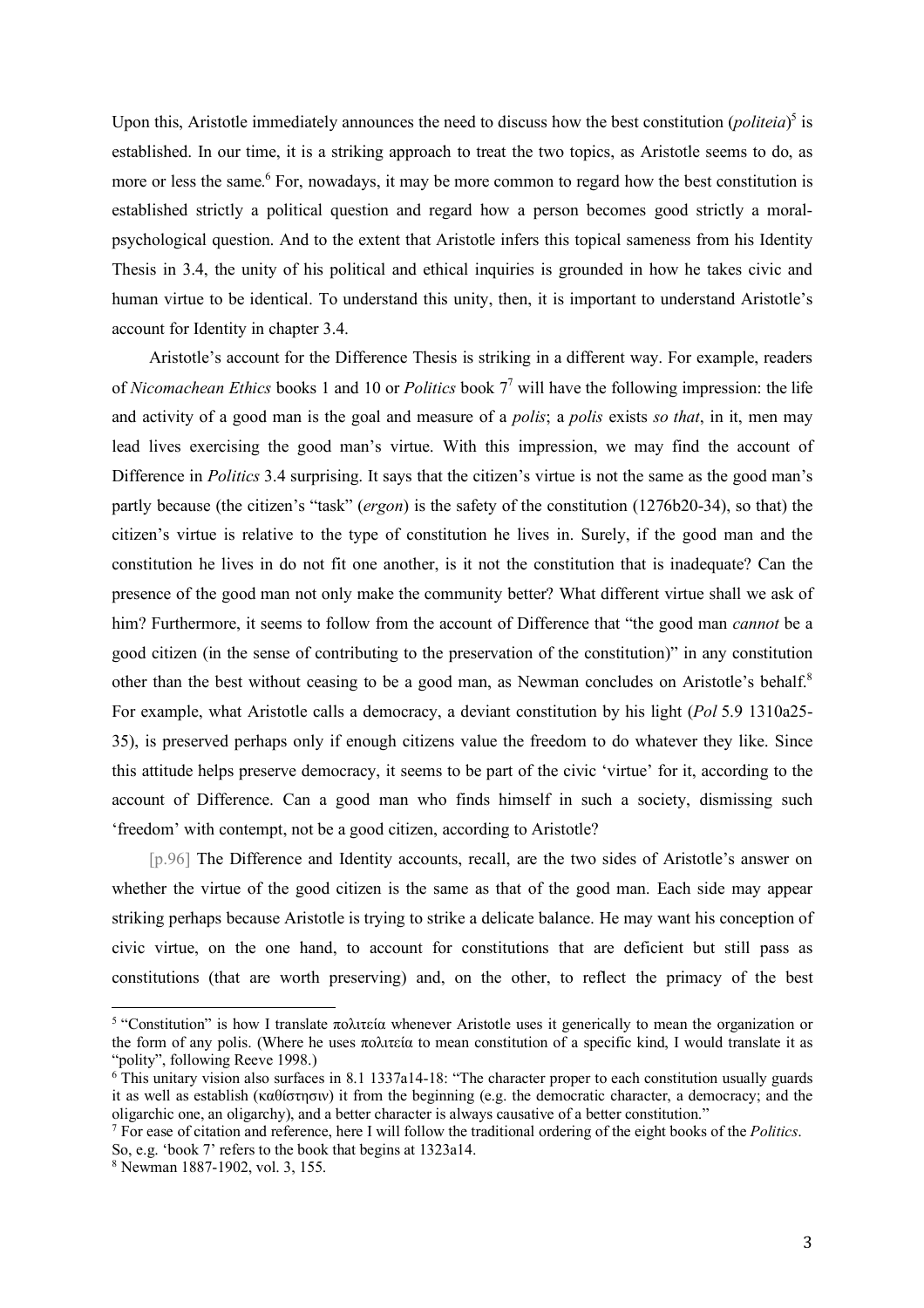Upon this, Aristotle immediately announces the need to discuss how the best constitution (*politeia*)[5] is established. In our time, it is a striking approach to treat the two topics, as Aristotle seems to do, as more or less the same.[6] For, nowadays, it may be more common to regard how the best constitution is established strictly a political question and regard how a person becomes good strictly a moral-psychological question. And to the extent that Aristotle infers this topical sameness from his Identity Thesis in 3.4, the unity of his political and ethical inquiries is grounded in how he takes civic and human virtue to be identical. To understand this unity, then, it is important to understand Aristotle's account for Identity in chapter 3.4.

Aristotle's account for the Difference Thesis is striking in a different way. For example, readers of *Nicomachean Ethics* books 1 and 10 or *Politics* book 7[7] will have the following impression: the life and activity of a good man is the goal and measure of a *polis*; a *polis* exists *so that*, in it, men may lead lives exercising the good man's virtue. With this impression, we may find the account of Difference in *Politics* 3.4 surprising. It says that the citizen's virtue is not the same as the good man's partly because (the citizen's "task" (*ergon*) is the safety of the constitution (1276b20-34), so that) the citizen's virtue is relative to the type of constitution he lives in. Surely, if the good man and the constitution he lives in do not fit one another, is it not the constitution that is inadequate? Can the presence of the good man not only make the community better? What different virtue shall we ask of him? Furthermore, it seems to follow from the account of Difference that "the good man *cannot* be a good citizen (in the sense of contributing to the preservation of the constitution)" in any constitution other than the best without ceasing to be a good man, as Newman concludes on Aristotle's behalf.[8] For example, what Aristotle calls a democracy, a deviant constitution by his light (*Pol* 5.9 1310a25-35), is preserved perhaps only if enough citizens value the freedom to do whatever they like. Since this attitude helps preserve democracy, it seems to be part of the civic 'virtue' for it, according to the account of Difference. Can a good man who finds himself in such a society, dismissing such 'freedom' with contempt, not be a good citizen, according to Aristotle?

[p.96] The Difference and Identity accounts, recall, are the two sides of Aristotle's answer on whether the virtue of the good citizen is the same as that of the good man. Each side may appear striking perhaps because Aristotle is trying to strike a delicate balance. He may want his conception of civic virtue, on the one hand, to account for constitutions that are deficient but still pass as constitutions (that are worth preserving) and, on the other, to reflect the primacy of the best

---

[5] "Constitution" is how I translate πολιτεία whenever Aristotle uses it generically to mean the organization or the form of any polis. (Where he uses πολιτεία to mean constitution of a specific kind, I would translate it as "polity", following Reeve 1998.)

[6] This unitary vision also surfaces in 8.1 1337a14-18: "The character proper to each constitution usually guards it as well as establish (καθίστησιν) it from the beginning (e.g. the democratic character, a democracy; and the oligarchic one, an oligarchy), and a better character is always causative of a better constitution."

[7] For ease of citation and reference, here I will follow the traditional ordering of the eight books of the *Politics*. So, e.g. 'book 7' refers to the book that begins at 1323a14.

[8] Newman 1887-1902, vol. 3, 155.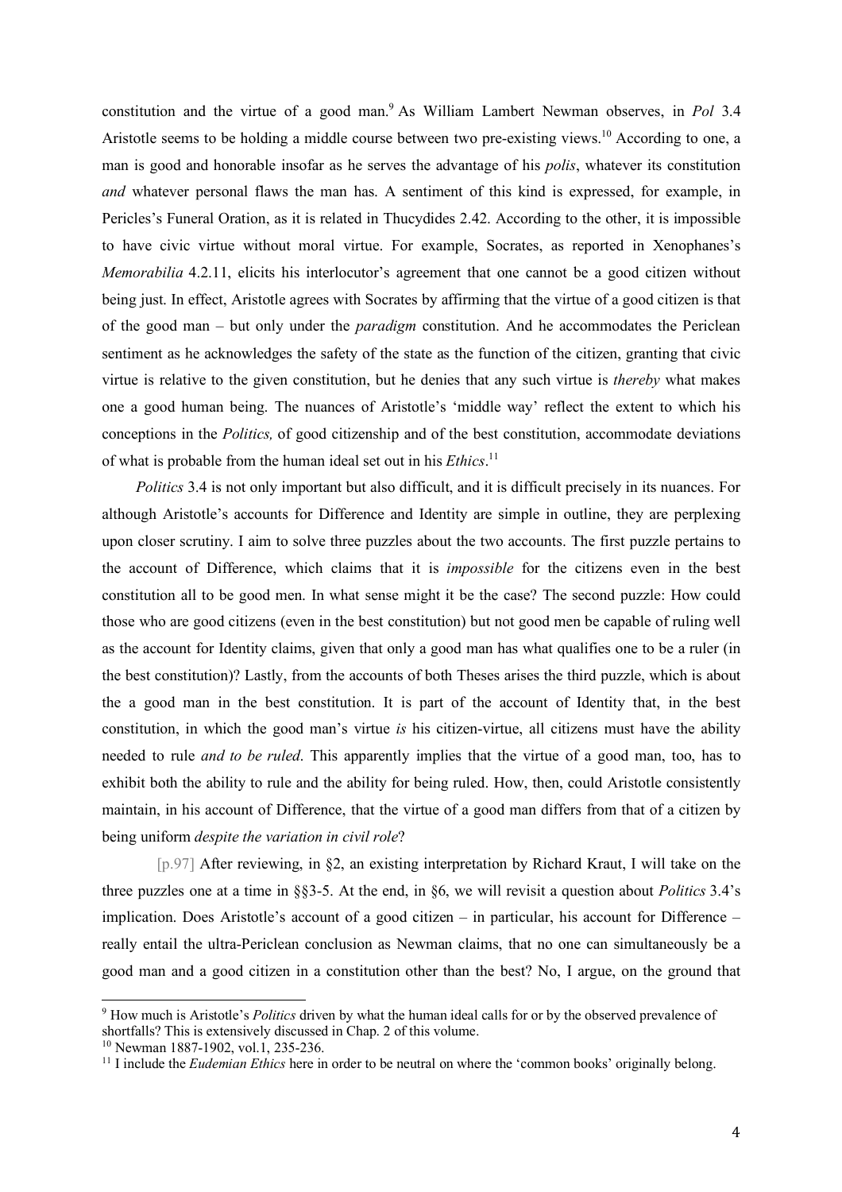constitution and the virtue of a good man.[9] As William Lambert Newman observes, in *Pol* 3.4 Aristotle seems to be holding a middle course between two pre-existing views.[10] According to one, a man is good and honorable insofar as he serves the advantage of his *polis*, whatever its constitution *and* whatever personal flaws the man has. A sentiment of this kind is expressed, for example, in Pericles's Funeral Oration, as it is related in Thucydides 2.42. According to the other, it is impossible to have civic virtue without moral virtue. For example, Socrates, as reported in Xenophanes's *Memorabilia* 4.2.11, elicits his interlocutor's agreement that one cannot be a good citizen without being just. In effect, Aristotle agrees with Socrates by affirming that the virtue of a good citizen is that of the good man – but only under the *paradigm* constitution. And he accommodates the Periclean sentiment as he acknowledges the safety of the state as the function of the citizen, granting that civic virtue is relative to the given constitution, but he denies that any such virtue is *thereby* what makes one a good human being. The nuances of Aristotle's 'middle way' reflect the extent to which his conceptions in the *Politics,* of good citizenship and of the best constitution, accommodate deviations of what is probable from the human ideal set out in his *Ethics*.[11]

*Politics* 3.4 is not only important but also difficult, and it is difficult precisely in its nuances. For although Aristotle's accounts for Difference and Identity are simple in outline, they are perplexing upon closer scrutiny. I aim to solve three puzzles about the two accounts. The first puzzle pertains to the account of Difference, which claims that it is *impossible* for the citizens even in the best constitution all to be good men. In what sense might it be the case? The second puzzle: How could those who are good citizens (even in the best constitution) but not good men be capable of ruling well as the account for Identity claims, given that only a good man has what qualifies one to be a ruler (in the best constitution)? Lastly, from the accounts of both Theses arises the third puzzle, which is about the a good man in the best constitution. It is part of the account of Identity that, in the best constitution, in which the good man's virtue *is* his citizen-virtue, all citizens must have the ability needed to rule *and to be ruled*. This apparently implies that the virtue of a good man, too, has to exhibit both the ability to rule and the ability for being ruled. How, then, could Aristotle consistently maintain, in his account of Difference, that the virtue of a good man differs from that of a citizen by being uniform *despite the variation in civil role*?

[p.97] After reviewing, in §2, an existing interpretation by Richard Kraut, I will take on the three puzzles one at a time in §§3-5. At the end, in §6, we will revisit a question about *Politics* 3.4's implication. Does Aristotle's account of a good citizen – in particular, his account for Difference – really entail the ultra-Periclean conclusion as Newman claims, that no one can simultaneously be a good man and a good citizen in a constitution other than the best? No, I argue, on the ground that

---

[9] How much is Aristotle's *Politics* driven by what the human ideal calls for or by the observed prevalence of shortfalls? This is extensively discussed in Chap. 2 of this volume.

[10] Newman 1887-1902, vol.1, 235-236.

[11] I include the *Eudemian Ethics* here in order to be neutral on where the 'common books' originally belong.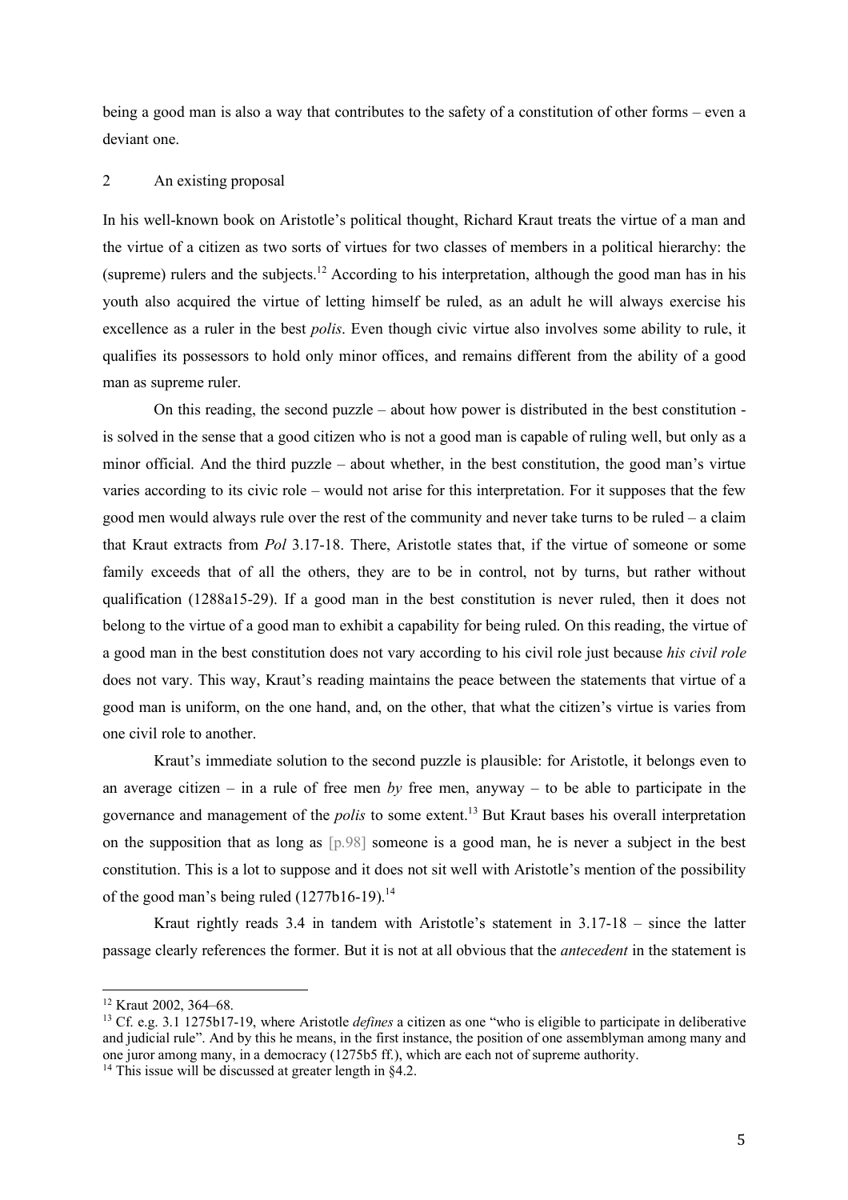being a good man is also a way that contributes to the safety of a constitution of other forms – even a deviant one.

## 2 An existing proposal

In his well-known book on Aristotle's political thought, Richard Kraut treats the virtue of a man and the virtue of a citizen as two sorts of virtues for two classes of members in a political hierarchy: the (supreme) rulers and the subjects.[12] According to his interpretation, although the good man has in his youth also acquired the virtue of letting himself be ruled, as an adult he will always exercise his excellence as a ruler in the best *polis*. Even though civic virtue also involves some ability to rule, it qualifies its possessors to hold only minor offices, and remains different from the ability of a good man as supreme ruler.

On this reading, the second puzzle – about how power is distributed in the best constitution - is solved in the sense that a good citizen who is not a good man is capable of ruling well, but only as a minor official. And the third puzzle – about whether, in the best constitution, the good man's virtue varies according to its civic role – would not arise for this interpretation. For it supposes that the few good men would always rule over the rest of the community and never take turns to be ruled – a claim that Kraut extracts from *Pol* 3.17-18. There, Aristotle states that, if the virtue of someone or some family exceeds that of all the others, they are to be in control, not by turns, but rather without qualification (1288a15-29). If a good man in the best constitution is never ruled, then it does not belong to the virtue of a good man to exhibit a capability for being ruled. On this reading, the virtue of a good man in the best constitution does not vary according to his civil role just because *his civil role* does not vary. This way, Kraut's reading maintains the peace between the statements that virtue of a good man is uniform, on the one hand, and, on the other, that what the citizen's virtue is varies from one civil role to another.

Kraut's immediate solution to the second puzzle is plausible: for Aristotle, it belongs even to an average citizen – in a rule of free men *by* free men, anyway – to be able to participate in the governance and management of the *polis* to some extent.[13] But Kraut bases his overall interpretation on the supposition that as long as [p.98] someone is a good man, he is never a subject in the best constitution. This is a lot to suppose and it does not sit well with Aristotle's mention of the possibility of the good man's being ruled (1277b16-19).[14]

Kraut rightly reads 3.4 in tandem with Aristotle's statement in 3.17-18 – since the latter passage clearly references the former. But it is not at all obvious that the *antecedent* in the statement is

---

[12] Kraut 2002, 364–68.

[13] Cf. e.g. 3.1 1275b17-19, where Aristotle *defines* a citizen as one "who is eligible to participate in deliberative and judicial rule". And by this he means, in the first instance, the position of one assemblyman among many and one juror among many, in a democracy (1275b5 ff.), which are each not of supreme authority.

[14] This issue will be discussed at greater length in §4.2.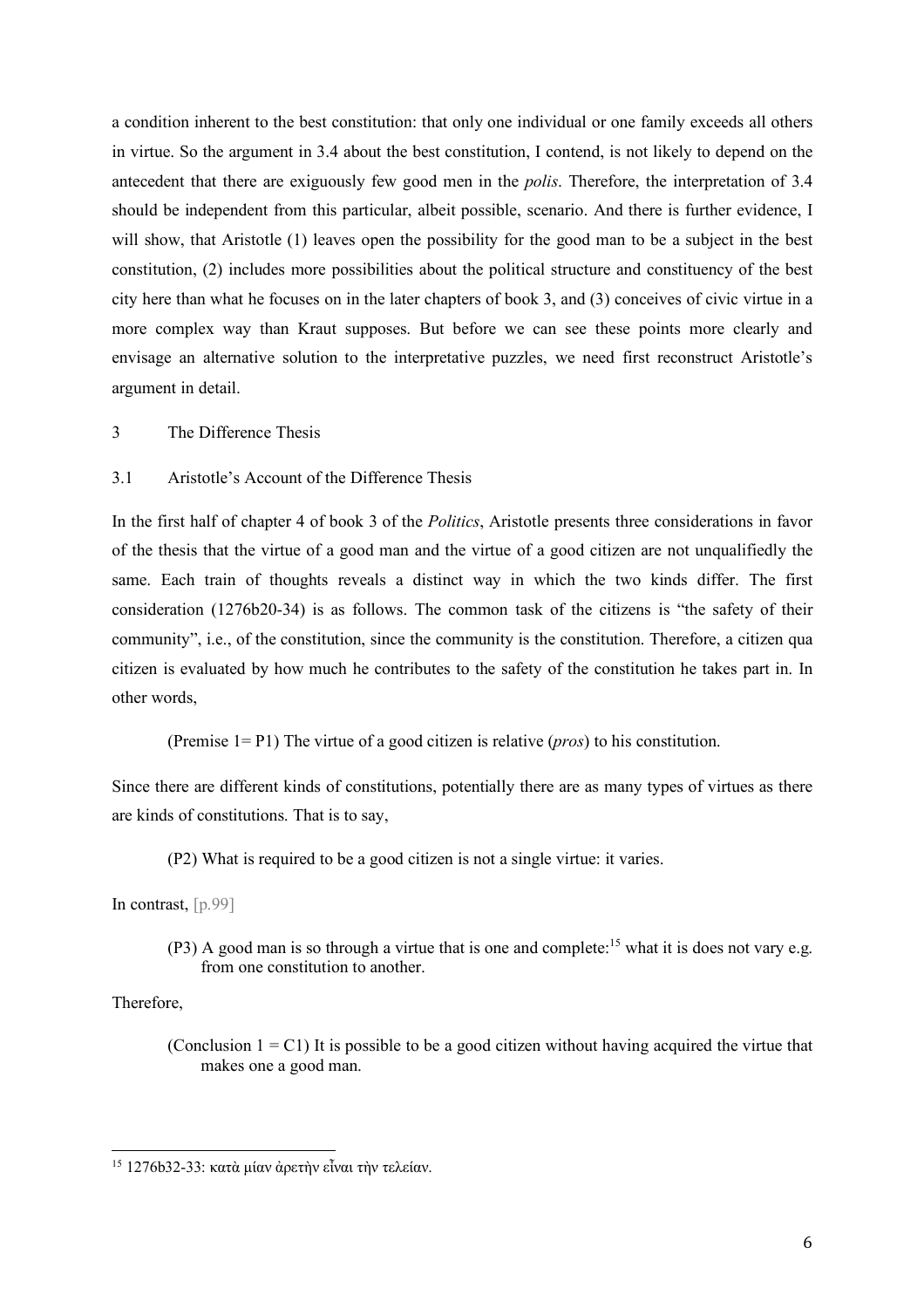a condition inherent to the best constitution: that only one individual or one family exceeds all others in virtue. So the argument in 3.4 about the best constitution, I contend, is not likely to depend on the antecedent that there are exiguously few good men in the *polis*. Therefore, the interpretation of 3.4 should be independent from this particular, albeit possible, scenario. And there is further evidence, I will show, that Aristotle (1) leaves open the possibility for the good man to be a subject in the best constitution, (2) includes more possibilities about the political structure and constituency of the best city here than what he focuses on in the later chapters of book 3, and (3) conceives of civic virtue in a more complex way than Kraut supposes. But before we can see these points more clearly and envisage an alternative solution to the interpretative puzzles, we need first reconstruct Aristotle's argument in detail.

## 3 The Difference Thesis

### 3.1 Aristotle's Account of the Difference Thesis

In the first half of chapter 4 of book 3 of the *Politics*, Aristotle presents three considerations in favor of the thesis that the virtue of a good man and the virtue of a good citizen are not unqualifiedly the same. Each train of thoughts reveals a distinct way in which the two kinds differ. The first consideration (1276b20-34) is as follows. The common task of the citizens is "the safety of their community", i.e., of the constitution, since the community is the constitution. Therefore, a citizen qua citizen is evaluated by how much he contributes to the safety of the constitution he takes part in. In other words,

> (Premise 1= P1) The virtue of a good citizen is relative (*pros*) to his constitution.

Since there are different kinds of constitutions, potentially there are as many types of virtues as there are kinds of constitutions. That is to say,

> (P2) What is required to be a good citizen is not a single virtue: it varies.

In contrast, [p.99]

> (P3) A good man is so through a virtue that is one and complete:[15] what it is does not vary e.g. from one constitution to another.

Therefore,

> (Conclusion 1 = C1) It is possible to be a good citizen without having acquired the virtue that makes one a good man.

[15] 1276b32-33: κατὰ μίαν ἀρετὴν εἶναι τὴν τελείαν.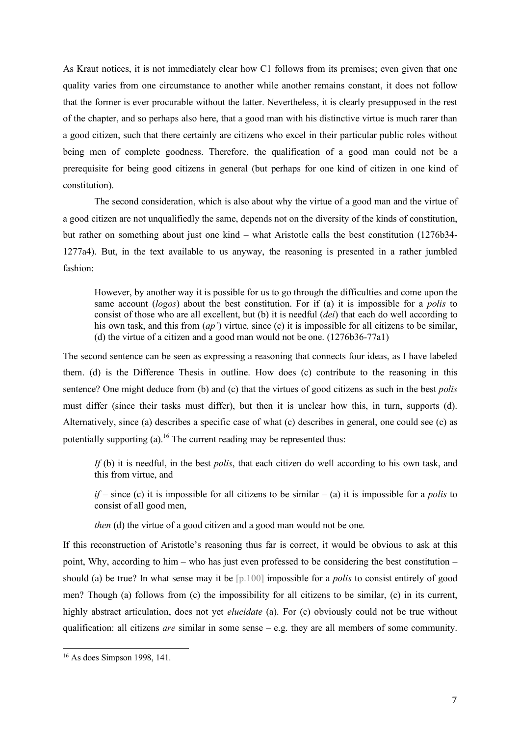As Kraut notices, it is not immediately clear how C1 follows from its premises; even given that one quality varies from one circumstance to another while another remains constant, it does not follow that the former is ever procurable without the latter. Nevertheless, it is clearly presupposed in the rest of the chapter, and so perhaps also here, that a good man with his distinctive virtue is much rarer than a good citizen, such that there certainly are citizens who excel in their particular public roles without being men of complete goodness. Therefore, the qualification of a good man could not be a prerequisite for being good citizens in general (but perhaps for one kind of citizen in one kind of constitution).

The second consideration, which is also about why the virtue of a good man and the virtue of a good citizen are not unqualifiedly the same, depends not on the diversity of the kinds of constitution, but rather on something about just one kind – what Aristotle calls the best constitution (1276b34-1277a4). But, in the text available to us anyway, the reasoning is presented in a rather jumbled fashion:

> However, by another way it is possible for us to go through the difficulties and come upon the same account (*logos*) about the best constitution. For if (a) it is impossible for a *polis* to consist of those who are all excellent, but (b) it is needful (*dei*) that each do well according to his own task, and this from (*ap'*) virtue, since (c) it is impossible for all citizens to be similar, (d) the virtue of a citizen and a good man would not be one. (1276b36-77a1)

The second sentence can be seen as expressing a reasoning that connects four ideas, as I have labeled them. (d) is the Difference Thesis in outline. How does (c) contribute to the reasoning in this sentence? One might deduce from (b) and (c) that the virtues of good citizens as such in the best *polis* must differ (since their tasks must differ), but then it is unclear how this, in turn, supports (d). Alternatively, since (a) describes a specific case of what (c) describes in general, one could see (c) as potentially supporting (a).[16] The current reading may be represented thus:

> *If* (b) it is needful, in the best *polis*, that each citizen do well according to his own task, and this from virtue, and
>
> *if* – since (c) it is impossible for all citizens to be similar – (a) it is impossible for a *polis* to consist of all good men,
>
> *then* (d) the virtue of a good citizen and a good man would not be one.

If this reconstruction of Aristotle's reasoning thus far is correct, it would be obvious to ask at this point, Why, according to him – who has just even professed to be considering the best constitution – should (a) be true? In what sense may it be [p.100] impossible for a *polis* to consist entirely of good men? Though (a) follows from (c) the impossibility for all citizens to be similar, (c) in its current, highly abstract articulation, does not yet *elucidate* (a). For (c) obviously could not be true without qualification: all citizens *are* similar in some sense – e.g. they are all members of some community.

---

[16] As does Simpson 1998, 141.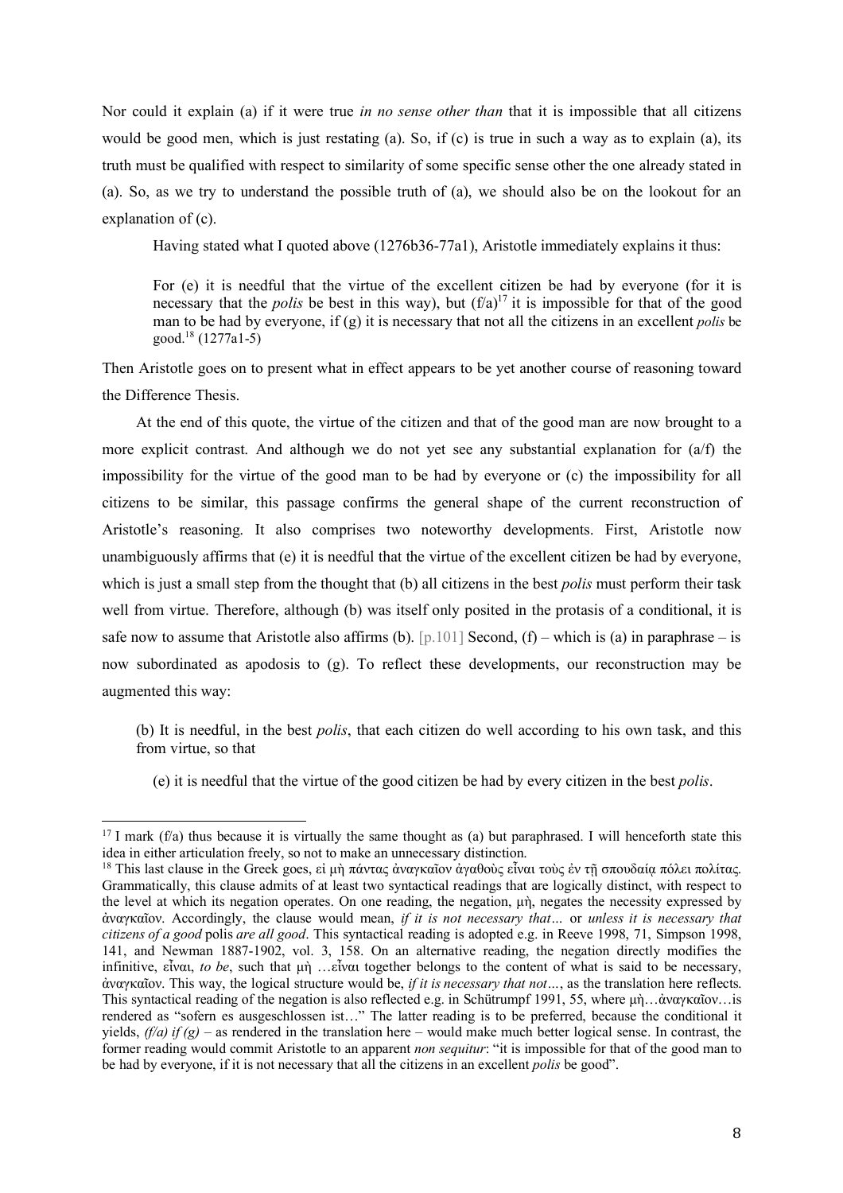Nor could it explain (a) if it were true *in no sense other than* that it is impossible that all citizens would be good men, which is just restating (a). So, if (c) is true in such a way as to explain (a), its truth must be qualified with respect to similarity of some specific sense other the one already stated in (a). So, as we try to understand the possible truth of (a), we should also be on the lookout for an explanation of (c).

Having stated what I quoted above (1276b36-77a1), Aristotle immediately explains it thus:

> For (e) it is needful that the virtue of the excellent citizen be had by everyone (for it is necessary that the *polis* be best in this way), but (f/a)[17] it is impossible for that of the good man to be had by everyone, if (g) it is necessary that not all the citizens in an excellent *polis* be good.[18] (1277a1-5)

Then Aristotle goes on to present what in effect appears to be yet another course of reasoning toward the Difference Thesis.

At the end of this quote, the virtue of the citizen and that of the good man are now brought to a more explicit contrast. And although we do not yet see any substantial explanation for (a/f) the impossibility for the virtue of the good man to be had by everyone or (c) the impossibility for all citizens to be similar, this passage confirms the general shape of the current reconstruction of Aristotle's reasoning. It also comprises two noteworthy developments. First, Aristotle now unambiguously affirms that (e) it is needful that the virtue of the excellent citizen be had by everyone, which is just a small step from the thought that (b) all citizens in the best *polis* must perform their task well from virtue. Therefore, although (b) was itself only posited in the protasis of a conditional, it is safe now to assume that Aristotle also affirms (b). [p.101] Second, (f) – which is (a) in paraphrase – is now subordinated as apodosis to (g). To reflect these developments, our reconstruction may be augmented this way:

> (b) It is needful, in the best *polis*, that each citizen do well according to his own task, and this from virtue, so that
>
> > (e) it is needful that the virtue of the good citizen be had by every citizen in the best *polis*.

---

[17] I mark (f/a) thus because it is virtually the same thought as (a) but paraphrased. I will henceforth state this idea in either articulation freely, so not to make an unnecessary distinction.

[18] This last clause in the Greek goes, εἰ μὴ πάντας ἀναγκαῖον ἀγαθοὺς εἶναι τοὺς ἐν τῇ σπουδαίᾳ πόλει πολίτας. Grammatically, this clause admits of at least two syntactical readings that are logically distinct, with respect to the level at which its negation operates. On one reading, the negation, μὴ, negates the necessity expressed by ἀναγκαῖον. Accordingly, the clause would mean, *if it is not necessary that…* or *unless it is necessary that citizens of a good* polis *are all good*. This syntactical reading is adopted e.g. in Reeve 1998, 71, Simpson 1998, 141, and Newman 1887-1902, vol. 3, 158. On an alternative reading, the negation directly modifies the infinitive, εἶναι, *to be*, such that μὴ …εἶναι together belongs to the content of what is said to be necessary, ἀναγκαῖον. This way, the logical structure would be, *if it is necessary that not…*, as the translation here reflects. This syntactical reading of the negation is also reflected e.g. in Schütrumpf 1991, 55, where μὴ…ἀναγκαῖον…is rendered as "sofern es ausgeschlossen ist…" The latter reading is to be preferred, because the conditional it yields, *(f/a) if (g)* – as rendered in the translation here – would make much better logical sense. In contrast, the former reading would commit Aristotle to an apparent *non sequitur*: "it is impossible for that of the good man to be had by everyone, if it is not necessary that all the citizens in an excellent *polis* be good".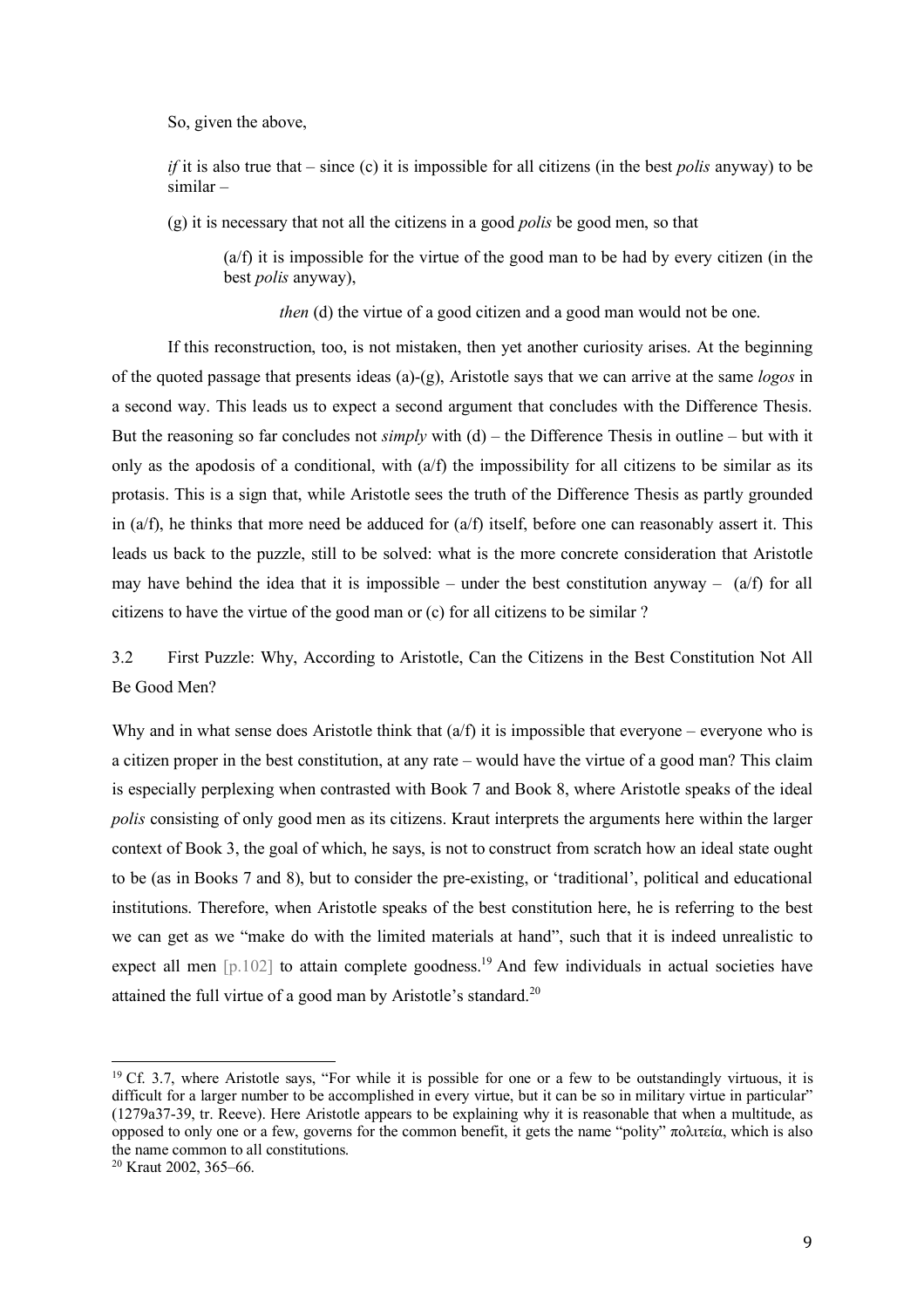So, given the above,

*if* it is also true that – since (c) it is impossible for all citizens (in the best *polis* anyway) to be similar –

(g) it is necessary that not all the citizens in a good *polis* be good men, so that

> (a/f) it is impossible for the virtue of the good man to be had by every citizen (in the best *polis* anyway),
>
> *then* (d) the virtue of a good citizen and a good man would not be one.

If this reconstruction, too, is not mistaken, then yet another curiosity arises. At the beginning of the quoted passage that presents ideas (a)-(g), Aristotle says that we can arrive at the same *logos* in a second way. This leads us to expect a second argument that concludes with the Difference Thesis. But the reasoning so far concludes not *simply* with (d) – the Difference Thesis in outline – but with it only as the apodosis of a conditional, with (a/f) the impossibility for all citizens to be similar as its protasis. This is a sign that, while Aristotle sees the truth of the Difference Thesis as partly grounded in (a/f), he thinks that more need be adduced for (a/f) itself, before one can reasonably assert it. This leads us back to the puzzle, still to be solved: what is the more concrete consideration that Aristotle may have behind the idea that it is impossible – under the best constitution anyway – (a/f) for all citizens to have the virtue of the good man or (c) for all citizens to be similar ?

## 3.2 First Puzzle: Why, According to Aristotle, Can the Citizens in the Best Constitution Not All Be Good Men?

Why and in what sense does Aristotle think that (a/f) it is impossible that everyone – everyone who is a citizen proper in the best constitution, at any rate – would have the virtue of a good man? This claim is especially perplexing when contrasted with Book 7 and Book 8, where Aristotle speaks of the ideal *polis* consisting of only good men as its citizens. Kraut interprets the arguments here within the larger context of Book 3, the goal of which, he says, is not to construct from scratch how an ideal state ought to be (as in Books 7 and 8), but to consider the pre-existing, or 'traditional', political and educational institutions. Therefore, when Aristotle speaks of the best constitution here, he is referring to the best we can get as we "make do with the limited materials at hand", such that it is indeed unrealistic to expect all men [p.102] to attain complete goodness.[19] And few individuals in actual societies have attained the full virtue of a good man by Aristotle's standard.[20]

---

[19] Cf. 3.7, where Aristotle says, "For while it is possible for one or a few to be outstandingly virtuous, it is difficult for a larger number to be accomplished in every virtue, but it can be so in military virtue in particular" (1279a37-39, tr. Reeve). Here Aristotle appears to be explaining why it is reasonable that when a multitude, as opposed to only one or a few, governs for the common benefit, it gets the name "polity" πολιτεία, which is also the name common to all constitutions.

[20] Kraut 2002, 365–66.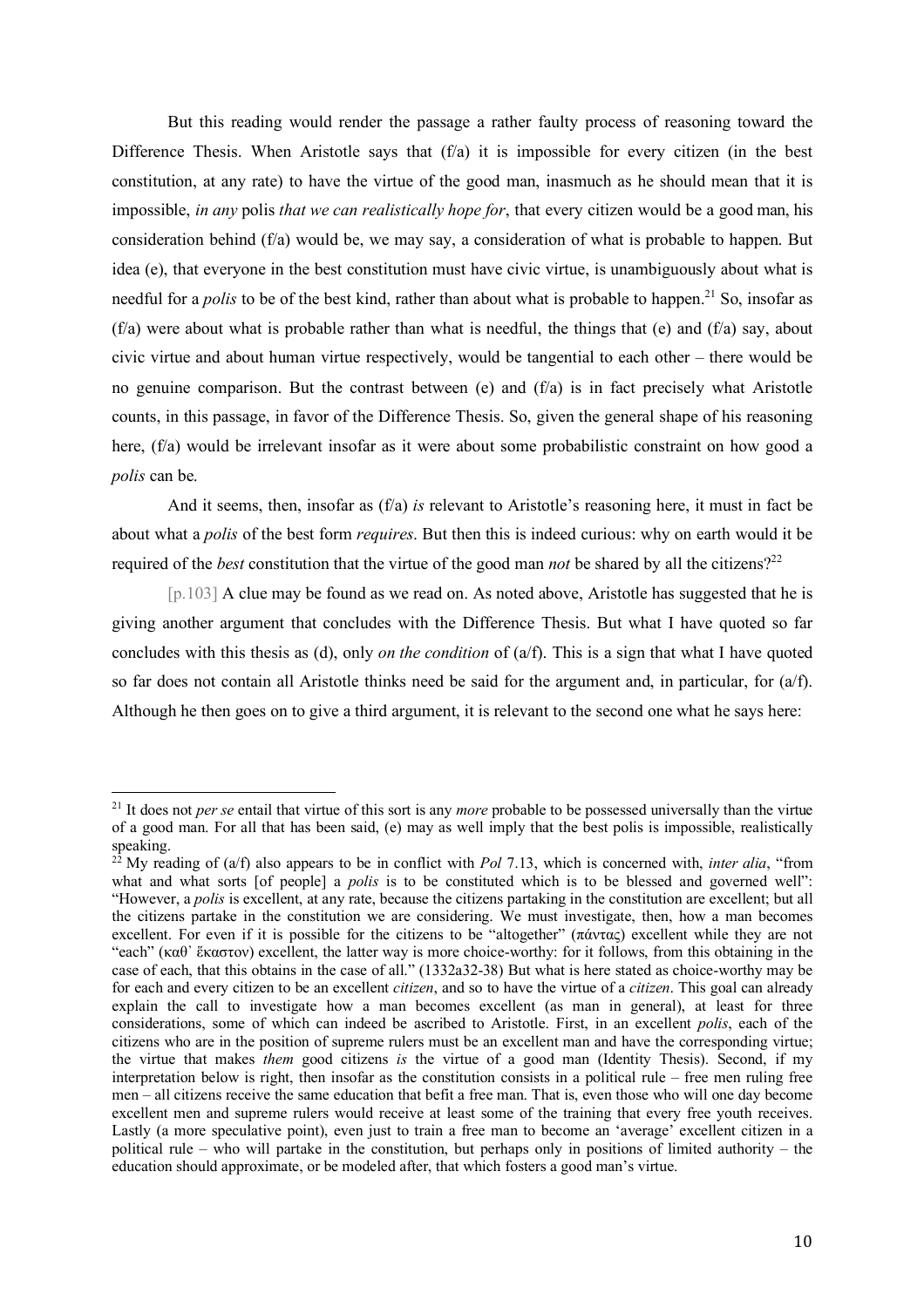But this reading would render the passage a rather faulty process of reasoning toward the Difference Thesis. When Aristotle says that (f/a) it is impossible for every citizen (in the best constitution, at any rate) to have the virtue of the good man, inasmuch as he should mean that it is impossible, *in any* polis *that we can realistically hope for*, that every citizen would be a good man, his consideration behind (f/a) would be, we may say, a consideration of what is probable to happen. But idea (e), that everyone in the best constitution must have civic virtue, is unambiguously about what is needful for a *polis* to be of the best kind, rather than about what is probable to happen.[21] So, insofar as (f/a) were about what is probable rather than what is needful, the things that (e) and (f/a) say, about civic virtue and about human virtue respectively, would be tangential to each other – there would be no genuine comparison. But the contrast between (e) and (f/a) is in fact precisely what Aristotle counts, in this passage, in favor of the Difference Thesis. So, given the general shape of his reasoning here, (f/a) would be irrelevant insofar as it were about some probabilistic constraint on how good a *polis* can be.

And it seems, then, insofar as (f/a) *is* relevant to Aristotle's reasoning here, it must in fact be about what a *polis* of the best form *requires*. But then this is indeed curious: why on earth would it be required of the *best* constitution that the virtue of the good man *not* be shared by all the citizens?[22]

[p.103] A clue may be found as we read on. As noted above, Aristotle has suggested that he is giving another argument that concludes with the Difference Thesis. But what I have quoted so far concludes with this thesis as (d), only *on the condition* of (a/f). This is a sign that what I have quoted so far does not contain all Aristotle thinks need be said for the argument and, in particular, for (a/f). Although he then goes on to give a third argument, it is relevant to the second one what he says here:

---

[21] It does not *per se* entail that virtue of this sort is any *more* probable to be possessed universally than the virtue of a good man. For all that has been said, (e) may as well imply that the best polis is impossible, realistically speaking.

[22] My reading of (a/f) also appears to be in conflict with *Pol* 7.13, which is concerned with, *inter alia*, "from what and what sorts [of people] a *polis* is to be constituted which is to be blessed and governed well": "However, a *polis* is excellent, at any rate, because the citizens partaking in the constitution are excellent; but all the citizens partake in the constitution we are considering. We must investigate, then, how a man becomes excellent. For even if it is possible for the citizens to be "altogether" (πάντας) excellent while they are not "each" (καθ᾽ ἕκαστον) excellent, the latter way is more choice-worthy: for it follows, from this obtaining in the case of each, that this obtains in the case of all." (1332a32-38) But what is here stated as choice-worthy may be for each and every citizen to be an excellent *citizen*, and so to have the virtue of a *citizen*. This goal can already explain the call to investigate how a man becomes excellent (as man in general), at least for three considerations, some of which can indeed be ascribed to Aristotle. First, in an excellent *polis*, each of the citizens who are in the position of supreme rulers must be an excellent man and have the corresponding virtue; the virtue that makes *them* good citizens *is* the virtue of a good man (Identity Thesis). Second, if my interpretation below is right, then insofar as the constitution consists in a political rule – free men ruling free men – all citizens receive the same education that befit a free man. That is, even those who will one day become excellent men and supreme rulers would receive at least some of the training that every free youth receives. Lastly (a more speculative point), even just to train a free man to become an 'average' excellent citizen in a political rule – who will partake in the constitution, but perhaps only in positions of limited authority – the education should approximate, or be modeled after, that which fosters a good man's virtue.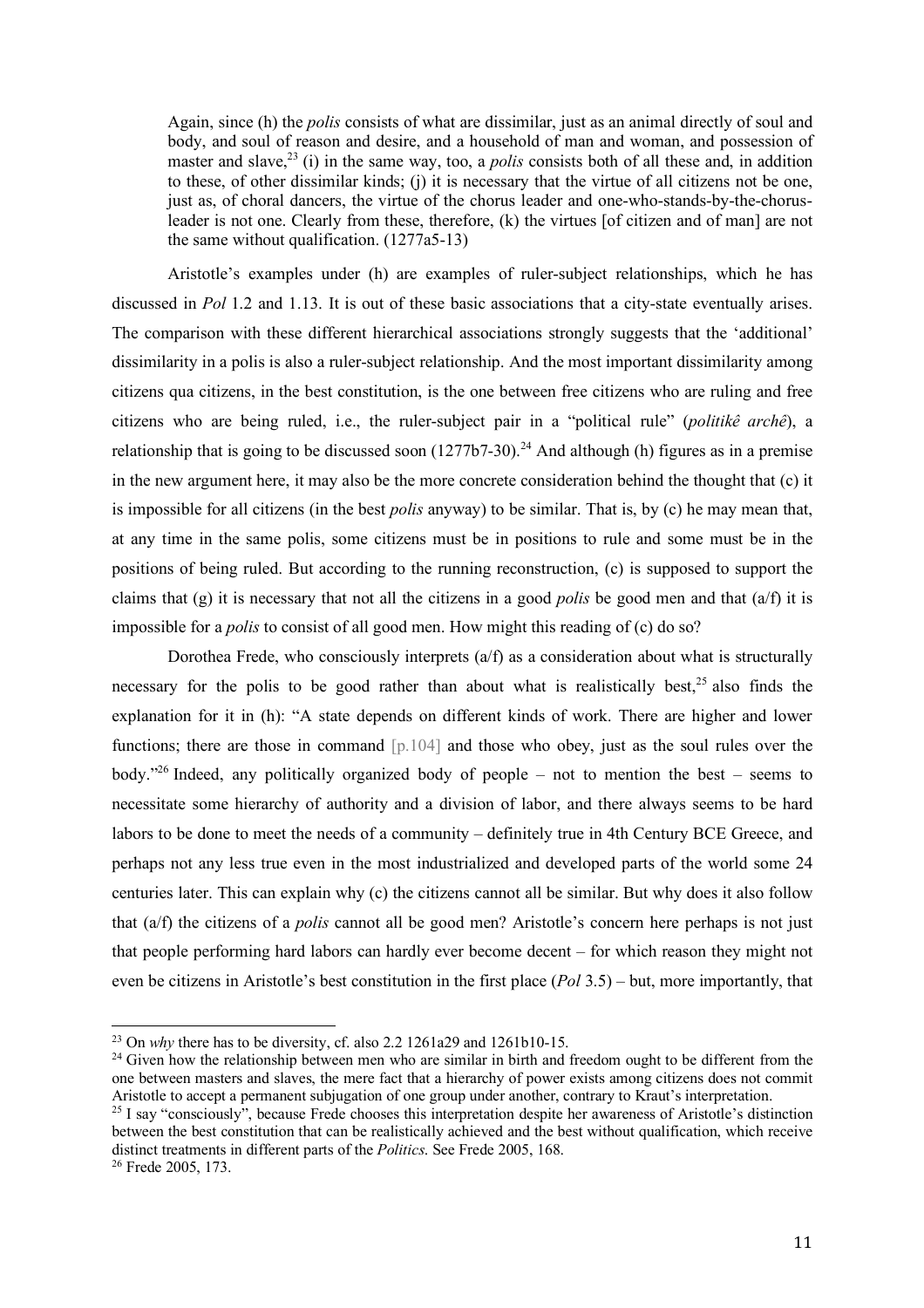> Again, since (h) the *polis* consists of what are dissimilar, just as an animal directly of soul and body, and soul of reason and desire, and a household of man and woman, and possession of master and slave,[23] (i) in the same way, too, a *polis* consists both of all these and, in addition to these, of other dissimilar kinds; (j) it is necessary that the virtue of all citizens not be one, just as, of choral dancers, the virtue of the chorus leader and one-who-stands-by-the-chorus-leader is not one. Clearly from these, therefore, (k) the virtues [of citizen and of man] are not the same without qualification. (1277a5-13)

Aristotle's examples under (h) are examples of ruler-subject relationships, which he has discussed in *Pol* 1.2 and 1.13. It is out of these basic associations that a city-state eventually arises. The comparison with these different hierarchical associations strongly suggests that the 'additional' dissimilarity in a polis is also a ruler-subject relationship. And the most important dissimilarity among citizens qua citizens, in the best constitution, is the one between free citizens who are ruling and free citizens who are being ruled, i.e., the ruler-subject pair in a "political rule" (*politikê archê*), a relationship that is going to be discussed soon (1277b7-30).[24] And although (h) figures as in a premise in the new argument here, it may also be the more concrete consideration behind the thought that (c) it is impossible for all citizens (in the best *polis* anyway) to be similar. That is, by (c) he may mean that, at any time in the same polis, some citizens must be in positions to rule and some must be in the positions of being ruled. But according to the running reconstruction, (c) is supposed to support the claims that (g) it is necessary that not all the citizens in a good *polis* be good men and that (a/f) it is impossible for a *polis* to consist of all good men. How might this reading of (c) do so?

Dorothea Frede, who consciously interprets (a/f) as a consideration about what is structurally necessary for the polis to be good rather than about what is realistically best,[25] also finds the explanation for it in (h): "A state depends on different kinds of work. There are higher and lower functions; there are those in command [p.104] and those who obey, just as the soul rules over the body."[26] Indeed, any politically organized body of people – not to mention the best – seems to necessitate some hierarchy of authority and a division of labor, and there always seems to be hard labors to be done to meet the needs of a community – definitely true in 4th Century BCE Greece, and perhaps not any less true even in the most industrialized and developed parts of the world some 24 centuries later. This can explain why (c) the citizens cannot all be similar. But why does it also follow that (a/f) the citizens of a *polis* cannot all be good men? Aristotle's concern here perhaps is not just that people performing hard labors can hardly ever become decent – for which reason they might not even be citizens in Aristotle's best constitution in the first place (*Pol* 3.5) – but, more importantly, that

---

[23] On *why* there has to be diversity, cf. also 2.2 1261a29 and 1261b10-15.

[24] Given how the relationship between men who are similar in birth and freedom ought to be different from the one between masters and slaves, the mere fact that a hierarchy of power exists among citizens does not commit Aristotle to accept a permanent subjugation of one group under another, contrary to Kraut's interpretation.

[25] I say "consciously", because Frede chooses this interpretation despite her awareness of Aristotle's distinction between the best constitution that can be realistically achieved and the best without qualification, which receive distinct treatments in different parts of the *Politics*. See Frede 2005, 168.

[26] Frede 2005, 173.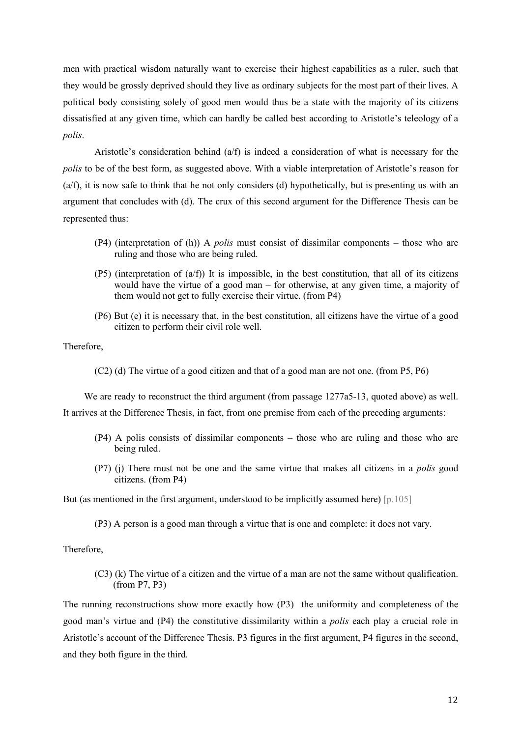men with practical wisdom naturally want to exercise their highest capabilities as a ruler, such that they would be grossly deprived should they live as ordinary subjects for the most part of their lives. A political body consisting solely of good men would thus be a state with the majority of its citizens dissatisfied at any given time, which can hardly be called best according to Aristotle's teleology of a *polis*.

Aristotle's consideration behind (a/f) is indeed a consideration of what is necessary for the *polis* to be of the best form, as suggested above. With a viable interpretation of Aristotle's reason for (a/f), it is now safe to think that he not only considers (d) hypothetically, but is presenting us with an argument that concludes with (d). The crux of this second argument for the Difference Thesis can be represented thus:

> (P4) (interpretation of (h)) A *polis* must consist of dissimilar components – those who are ruling and those who are being ruled.
>
> (P5) (interpretation of (a/f)) It is impossible, in the best constitution, that all of its citizens would have the virtue of a good man – for otherwise, at any given time, a majority of them would not get to fully exercise their virtue. (from P4)
>
> (P6) But (e) it is necessary that, in the best constitution, all citizens have the virtue of a good citizen to perform their civil role well.

Therefore,

> (C2) (d) The virtue of a good citizen and that of a good man are not one. (from P5, P6)

We are ready to reconstruct the third argument (from passage 1277a5-13, quoted above) as well. It arrives at the Difference Thesis, in fact, from one premise from each of the preceding arguments:

> (P4) A polis consists of dissimilar components – those who are ruling and those who are being ruled.
>
> (P7) (j) There must not be one and the same virtue that makes all citizens in a *polis* good citizens. (from P4)

But (as mentioned in the first argument, understood to be implicitly assumed here) [p.105]

> (P3) A person is a good man through a virtue that is one and complete: it does not vary.

Therefore,

> (C3) (k) The virtue of a citizen and the virtue of a man are not the same without qualification. (from P7, P3)

The running reconstructions show more exactly how (P3) the uniformity and completeness of the good man's virtue and (P4) the constitutive dissimilarity within a *polis* each play a crucial role in Aristotle's account of the Difference Thesis. P3 figures in the first argument, P4 figures in the second, and they both figure in the third.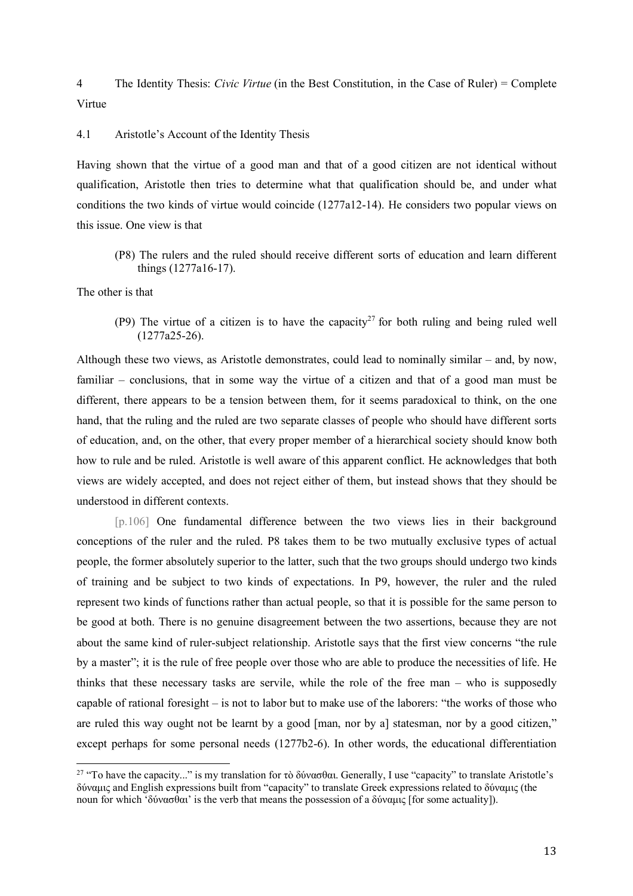## 4 The Identity Thesis: *Civic Virtue* (in the Best Constitution, in the Case of Ruler) = Complete Virtue

### 4.1 Aristotle's Account of the Identity Thesis

Having shown that the virtue of a good man and that of a good citizen are not identical without qualification, Aristotle then tries to determine what that qualification should be, and under what conditions the two kinds of virtue would coincide (1277a12-14). He considers two popular views on this issue. One view is that

> (P8) The rulers and the ruled should receive different sorts of education and learn different things (1277a16-17).

The other is that

> (P9) The virtue of a citizen is to have the capacity[27] for both ruling and being ruled well (1277a25-26).

Although these two views, as Aristotle demonstrates, could lead to nominally similar – and, by now, familiar – conclusions, that in some way the virtue of a citizen and that of a good man must be different, there appears to be a tension between them, for it seems paradoxical to think, on the one hand, that the ruling and the ruled are two separate classes of people who should have different sorts of education, and, on the other, that every proper member of a hierarchical society should know both how to rule and be ruled. Aristotle is well aware of this apparent conflict. He acknowledges that both views are widely accepted, and does not reject either of them, but instead shows that they should be understood in different contexts.

[p.106] One fundamental difference between the two views lies in their background conceptions of the ruler and the ruled. P8 takes them to be two mutually exclusive types of actual people, the former absolutely superior to the latter, such that the two groups should undergo two kinds of training and be subject to two kinds of expectations. In P9, however, the ruler and the ruled represent two kinds of functions rather than actual people, so that it is possible for the same person to be good at both. There is no genuine disagreement between the two assertions, because they are not about the same kind of ruler-subject relationship. Aristotle says that the first view concerns "the rule by a master"; it is the rule of free people over those who are able to produce the necessities of life. He thinks that these necessary tasks are servile, while the role of the free man – who is supposedly capable of rational foresight – is not to labor but to make use of the laborers: "the works of those who are ruled this way ought not be learnt by a good [man, nor by a] statesman, nor by a good citizen," except perhaps for some personal needs (1277b2-6). In other words, the educational differentiation

---

[27] "To have the capacity..." is my translation for τὸ δύνασθαι. Generally, I use "capacity" to translate Aristotle's δύναμις and English expressions built from "capacity" to translate Greek expressions related to δύναμις (the noun for which 'δύνασθαι' is the verb that means the possession of a δύναμις [for some actuality]).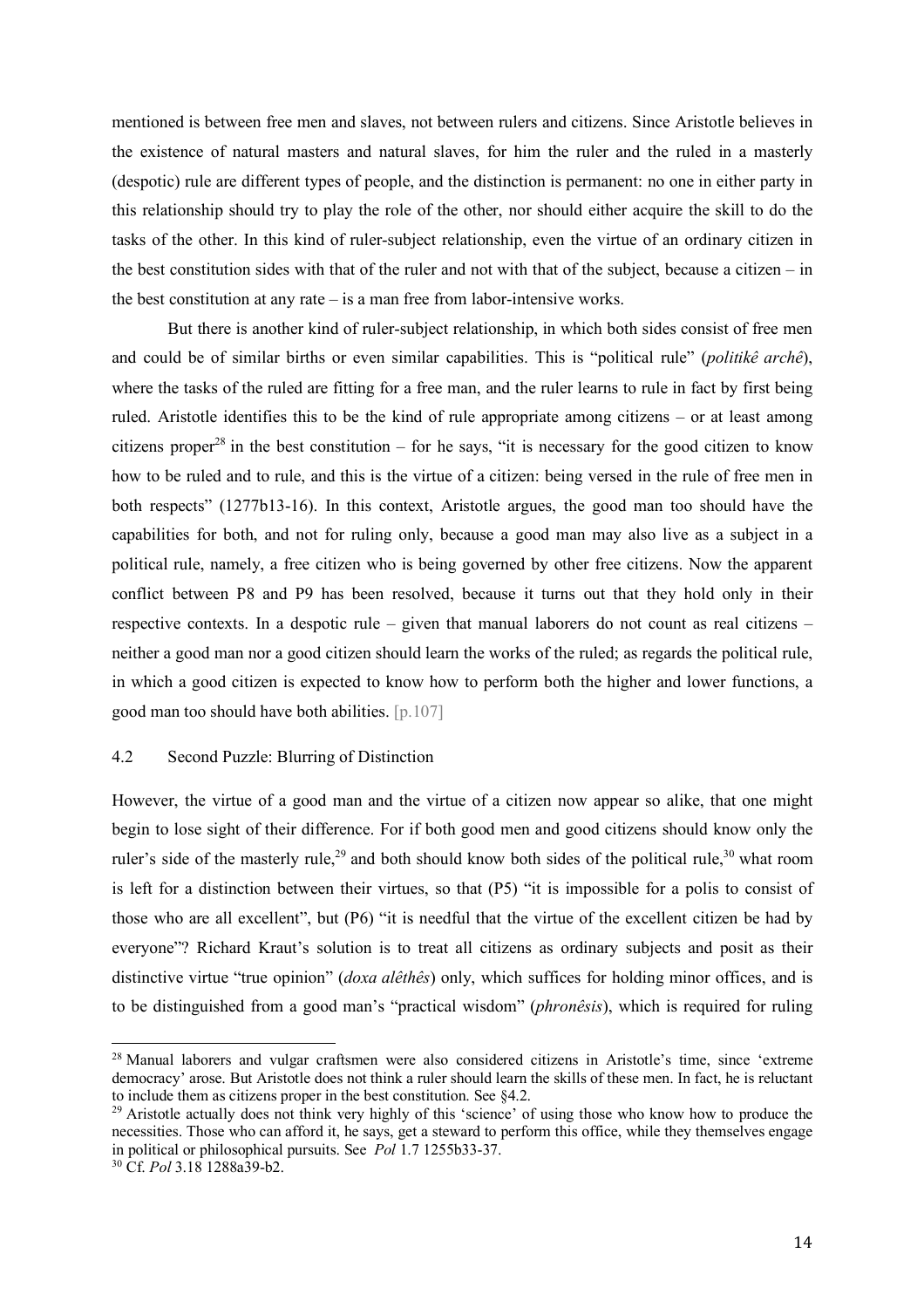mentioned is between free men and slaves, not between rulers and citizens. Since Aristotle believes in the existence of natural masters and natural slaves, for him the ruler and the ruled in a masterly (despotic) rule are different types of people, and the distinction is permanent: no one in either party in this relationship should try to play the role of the other, nor should either acquire the skill to do the tasks of the other. In this kind of ruler-subject relationship, even the virtue of an ordinary citizen in the best constitution sides with that of the ruler and not with that of the subject, because a citizen – in the best constitution at any rate – is a man free from labor-intensive works.

But there is another kind of ruler-subject relationship, in which both sides consist of free men and could be of similar births or even similar capabilities. This is "political rule" (*politikê archê*), where the tasks of the ruled are fitting for a free man, and the ruler learns to rule in fact by first being ruled. Aristotle identifies this to be the kind of rule appropriate among citizens – or at least among citizens proper[28] in the best constitution – for he says, "it is necessary for the good citizen to know how to be ruled and to rule, and this is the virtue of a citizen: being versed in the rule of free men in both respects" (1277b13-16). In this context, Aristotle argues, the good man too should have the capabilities for both, and not for ruling only, because a good man may also live as a subject in a political rule, namely, a free citizen who is being governed by other free citizens. Now the apparent conflict between P8 and P9 has been resolved, because it turns out that they hold only in their respective contexts. In a despotic rule – given that manual laborers do not count as real citizens – neither a good man nor a good citizen should learn the works of the ruled; as regards the political rule, in which a good citizen is expected to know how to perform both the higher and lower functions, a good man too should have both abilities. [p.107]

### 4.2 Second Puzzle: Blurring of Distinction

However, the virtue of a good man and the virtue of a citizen now appear so alike, that one might begin to lose sight of their difference. For if both good men and good citizens should know only the ruler's side of the masterly rule,[29] and both should know both sides of the political rule,[30] what room is left for a distinction between their virtues, so that (P5) "it is impossible for a polis to consist of those who are all excellent", but (P6) "it is needful that the virtue of the excellent citizen be had by everyone"? Richard Kraut's solution is to treat all citizens as ordinary subjects and posit as their distinctive virtue "true opinion" (*doxa alêthês*) only, which suffices for holding minor offices, and is to be distinguished from a good man's "practical wisdom" (*phronêsis*), which is required for ruling

---

[28] Manual laborers and vulgar craftsmen were also considered citizens in Aristotle's time, since 'extreme democracy' arose. But Aristotle does not think a ruler should learn the skills of these men. In fact, he is reluctant to include them as citizens proper in the best constitution. See §4.2.

[29] Aristotle actually does not think very highly of this 'science' of using those who know how to produce the necessities. Those who can afford it, he says, get a steward to perform this office, while they themselves engage in political or philosophical pursuits. See *Pol* 1.7 1255b33-37.

[30] Cf. *Pol* 3.18 1288a39-b2.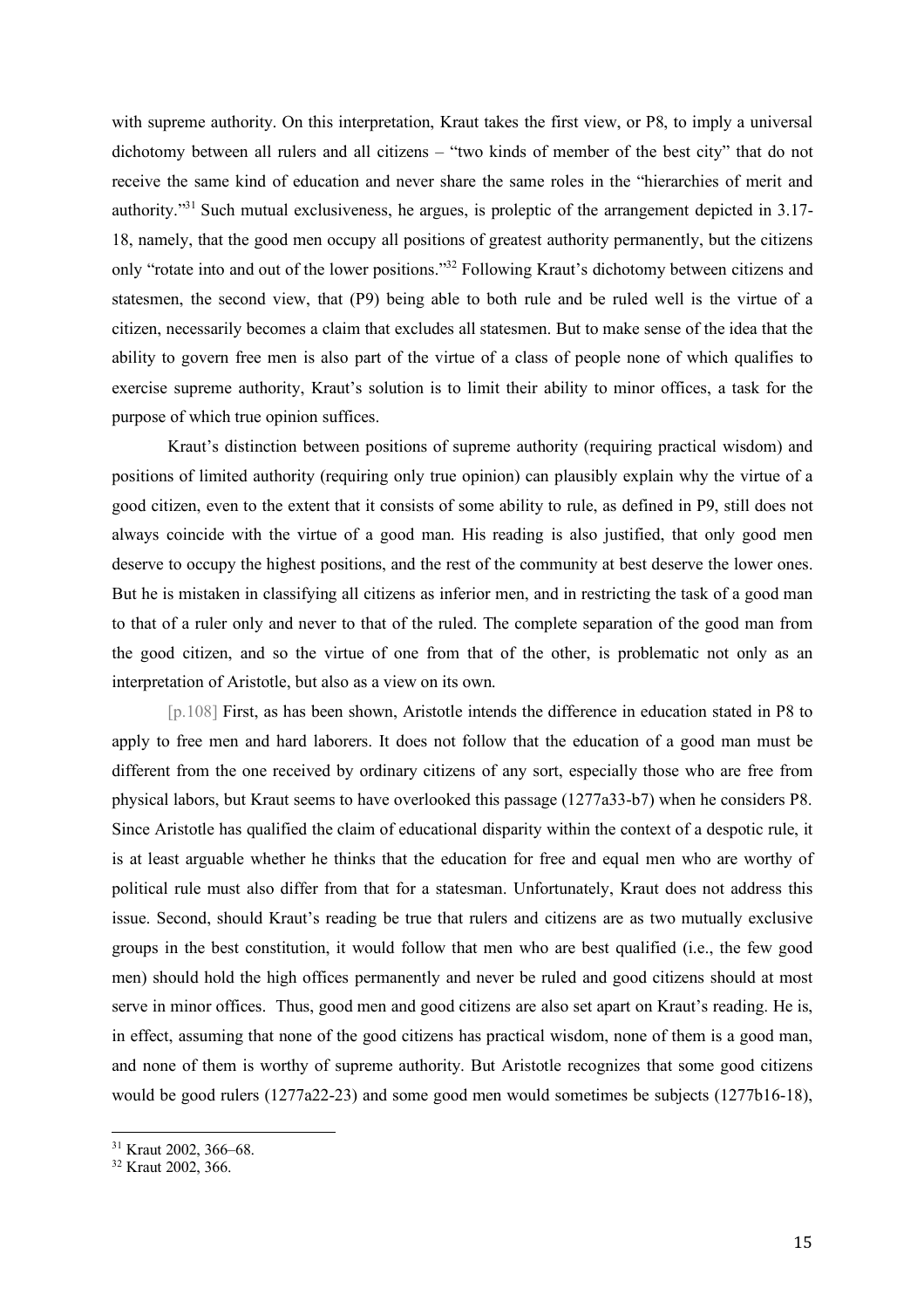with supreme authority. On this interpretation, Kraut takes the first view, or P8, to imply a universal dichotomy between all rulers and all citizens – "two kinds of member of the best city" that do not receive the same kind of education and never share the same roles in the "hierarchies of merit and authority."[31] Such mutual exclusiveness, he argues, is proleptic of the arrangement depicted in 3.17-18, namely, that the good men occupy all positions of greatest authority permanently, but the citizens only "rotate into and out of the lower positions."[32] Following Kraut's dichotomy between citizens and statesmen, the second view, that (P9) being able to both rule and be ruled well is the virtue of a citizen, necessarily becomes a claim that excludes all statesmen. But to make sense of the idea that the ability to govern free men is also part of the virtue of a class of people none of which qualifies to exercise supreme authority, Kraut's solution is to limit their ability to minor offices, a task for the purpose of which true opinion suffices.

Kraut's distinction between positions of supreme authority (requiring practical wisdom) and positions of limited authority (requiring only true opinion) can plausibly explain why the virtue of a good citizen, even to the extent that it consists of some ability to rule, as defined in P9, still does not always coincide with the virtue of a good man. His reading is also justified, that only good men deserve to occupy the highest positions, and the rest of the community at best deserve the lower ones. But he is mistaken in classifying all citizens as inferior men, and in restricting the task of a good man to that of a ruler only and never to that of the ruled. The complete separation of the good man from the good citizen, and so the virtue of one from that of the other, is problematic not only as an interpretation of Aristotle, but also as a view on its own.

[p.108] First, as has been shown, Aristotle intends the difference in education stated in P8 to apply to free men and hard laborers. It does not follow that the education of a good man must be different from the one received by ordinary citizens of any sort, especially those who are free from physical labors, but Kraut seems to have overlooked this passage (1277a33-b7) when he considers P8. Since Aristotle has qualified the claim of educational disparity within the context of a despotic rule, it is at least arguable whether he thinks that the education for free and equal men who are worthy of political rule must also differ from that for a statesman. Unfortunately, Kraut does not address this issue. Second, should Kraut's reading be true that rulers and citizens are as two mutually exclusive groups in the best constitution, it would follow that men who are best qualified (i.e., the few good men) should hold the high offices permanently and never be ruled and good citizens should at most serve in minor offices. Thus, good men and good citizens are also set apart on Kraut's reading. He is, in effect, assuming that none of the good citizens has practical wisdom, none of them is a good man, and none of them is worthy of supreme authority. But Aristotle recognizes that some good citizens would be good rulers (1277a22-23) and some good men would sometimes be subjects (1277b16-18),

[31] Kraut 2002, 366–68.

[32] Kraut 2002, 366.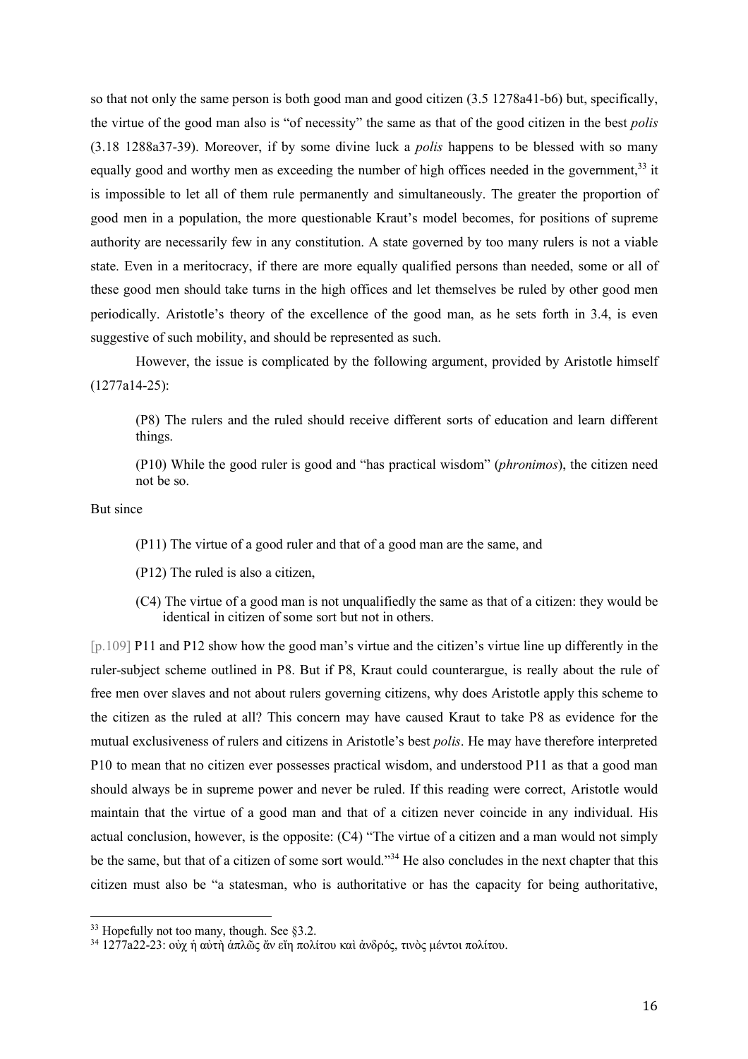so that not only the same person is both good man and good citizen (3.5 1278a41-b6) but, specifically, the virtue of the good man also is "of necessity" the same as that of the good citizen in the best *polis* (3.18 1288a37-39). Moreover, if by some divine luck a *polis* happens to be blessed with so many equally good and worthy men as exceeding the number of high offices needed in the government,[33] it is impossible to let all of them rule permanently and simultaneously. The greater the proportion of good men in a population, the more questionable Kraut's model becomes, for positions of supreme authority are necessarily few in any constitution. A state governed by too many rulers is not a viable state. Even in a meritocracy, if there are more equally qualified persons than needed, some or all of these good men should take turns in the high offices and let themselves be ruled by other good men periodically. Aristotle's theory of the excellence of the good man, as he sets forth in 3.4, is even suggestive of such mobility, and should be represented as such.

However, the issue is complicated by the following argument, provided by Aristotle himself (1277a14-25):

> (P8) The rulers and the ruled should receive different sorts of education and learn different things.
>
> (P10) While the good ruler is good and "has practical wisdom" (*phronimos*), the citizen need not be so.

But since

> (P11) The virtue of a good ruler and that of a good man are the same, and
>
> (P12) The ruled is also a citizen,
>
> (C4) The virtue of a good man is not unqualifiedly the same as that of a citizen: they would be identical in citizen of some sort but not in others.

[p.109] P11 and P12 show how the good man's virtue and the citizen's virtue line up differently in the ruler-subject scheme outlined in P8. But if P8, Kraut could counterargue, is really about the rule of free men over slaves and not about rulers governing citizens, why does Aristotle apply this scheme to the citizen as the ruled at all? This concern may have caused Kraut to take P8 as evidence for the mutual exclusiveness of rulers and citizens in Aristotle's best *polis*. He may have therefore interpreted P10 to mean that no citizen ever possesses practical wisdom, and understood P11 as that a good man should always be in supreme power and never be ruled. If this reading were correct, Aristotle would maintain that the virtue of a good man and that of a citizen never coincide in any individual. His actual conclusion, however, is the opposite: (C4) "The virtue of a citizen and a man would not simply be the same, but that of a citizen of some sort would."[34] He also concludes in the next chapter that this citizen must also be "a statesman, who is authoritative or has the capacity for being authoritative,

---

[33] Hopefully not too many, though. See §3.2.

[34] 1277a22-23: οὐχ ἡ αὐτὴ ἁπλῶς ἂν εἴη πολίτου καὶ ἀνδρός, τινὸς μέντοι πολίτου.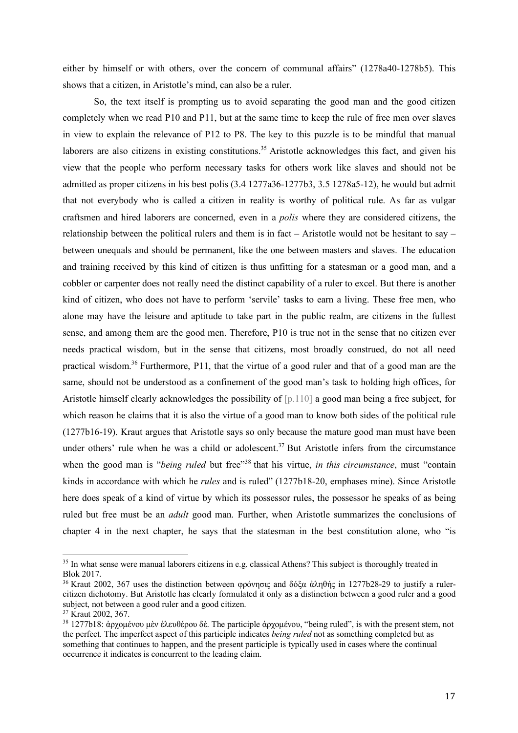either by himself or with others, over the concern of communal affairs" (1278a40-1278b5). This shows that a citizen, in Aristotle's mind, can also be a ruler.

So, the text itself is prompting us to avoid separating the good man and the good citizen completely when we read P10 and P11, but at the same time to keep the rule of free men over slaves in view to explain the relevance of P12 to P8. The key to this puzzle is to be mindful that manual laborers are also citizens in existing constitutions.[35] Aristotle acknowledges this fact, and given his view that the people who perform necessary tasks for others work like slaves and should not be admitted as proper citizens in his best polis (3.4 1277a36-1277b3, 3.5 1278a5-12), he would but admit that not everybody who is called a citizen in reality is worthy of political rule. As far as vulgar craftsmen and hired laborers are concerned, even in a *polis* where they are considered citizens, the relationship between the political rulers and them is in fact – Aristotle would not be hesitant to say – between unequals and should be permanent, like the one between masters and slaves. The education and training received by this kind of citizen is thus unfitting for a statesman or a good man, and a cobbler or carpenter does not really need the distinct capability of a ruler to excel. But there is another kind of citizen, who does not have to perform 'servile' tasks to earn a living. These free men, who alone may have the leisure and aptitude to take part in the public realm, are citizens in the fullest sense, and among them are the good men. Therefore, P10 is true not in the sense that no citizen ever needs practical wisdom, but in the sense that citizens, most broadly construed, do not all need practical wisdom.[36] Furthermore, P11, that the virtue of a good ruler and that of a good man are the same, should not be understood as a confinement of the good man's task to holding high offices, for Aristotle himself clearly acknowledges the possibility of [p.110] a good man being a free subject, for which reason he claims that it is also the virtue of a good man to know both sides of the political rule (1277b16-19). Kraut argues that Aristotle says so only because the mature good man must have been under others' rule when he was a child or adolescent.[37] But Aristotle infers from the circumstance when the good man is "*being ruled* but free"[38] that his virtue, *in this circumstance*, must "contain kinds in accordance with which he *rules* and is ruled" (1277b18-20, emphases mine). Since Aristotle here does speak of a kind of virtue by which its possessor rules, the possessor he speaks of as being ruled but free must be an *adult* good man. Further, when Aristotle summarizes the conclusions of chapter 4 in the next chapter, he says that the statesman in the best constitution alone, who "is

---

[35] In what sense were manual laborers citizens in e.g. classical Athens? This subject is thoroughly treated in Blok 2017.

[36] Kraut 2002, 367 uses the distinction between φρόνησις and δόξα ἀληθής in 1277b28-29 to justify a ruler-citizen dichotomy. But Aristotle has clearly formulated it only as a distinction between a good ruler and a good subject, not between a good ruler and a good citizen.

[37] Kraut 2002, 367.

[38] 1277b18: ἀρχομένου μὲν ἐλευθέρου δὲ. The participle ἀρχομένου, "being ruled", is with the present stem, not the perfect. The imperfect aspect of this participle indicates *being ruled* not as something completed but as something that continues to happen, and the present participle is typically used in cases where the continual occurrence it indicates is concurrent to the leading claim.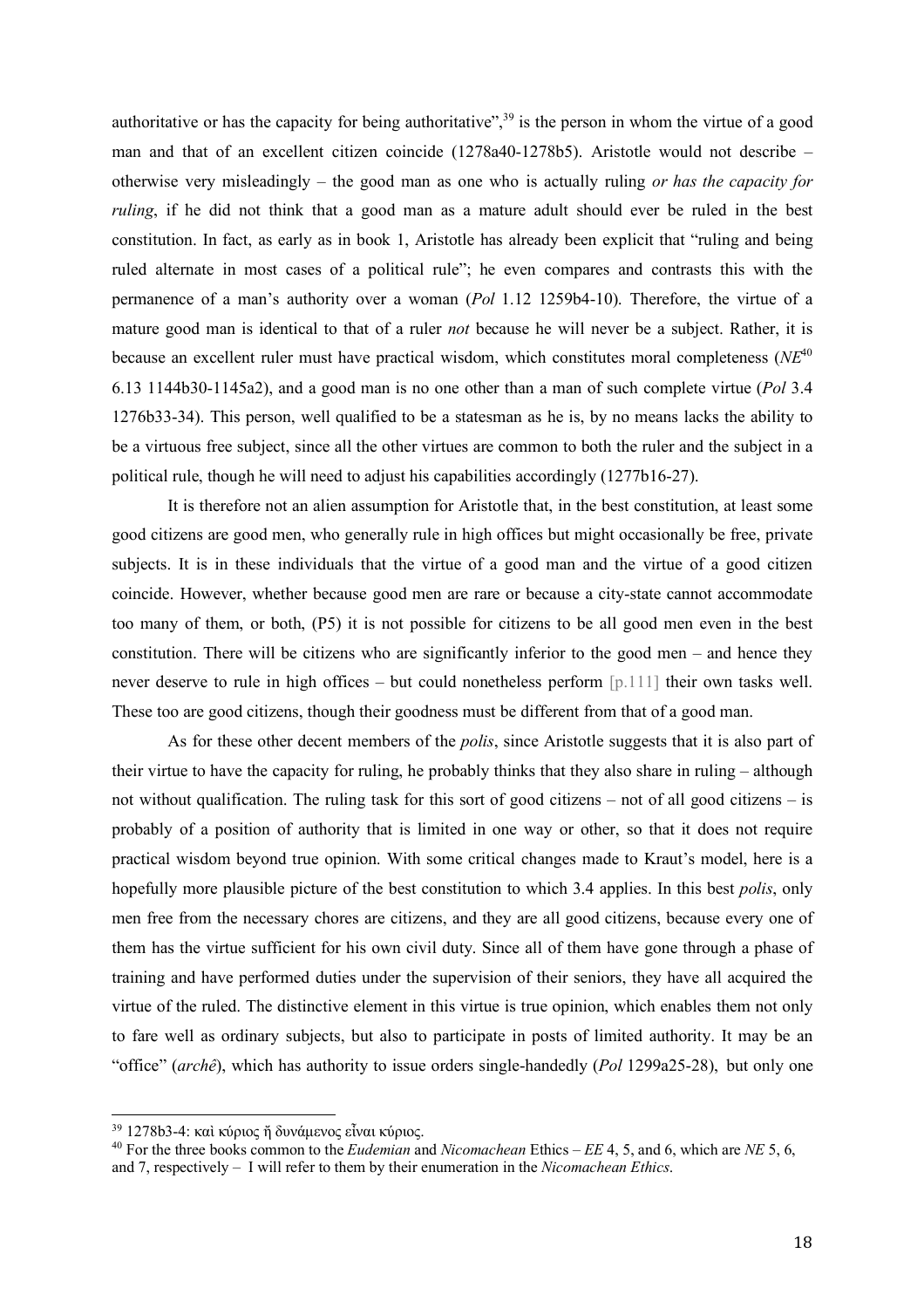authoritative or has the capacity for being authoritative",[39] is the person in whom the virtue of a good man and that of an excellent citizen coincide (1278a40-1278b5). Aristotle would not describe – otherwise very misleadingly – the good man as one who is actually ruling *or has the capacity for ruling*, if he did not think that a good man as a mature adult should ever be ruled in the best constitution. In fact, as early as in book 1, Aristotle has already been explicit that "ruling and being ruled alternate in most cases of a political rule"; he even compares and contrasts this with the permanence of a man's authority over a woman (*Pol* 1.12 1259b4-10). Therefore, the virtue of a mature good man is identical to that of a ruler *not* because he will never be a subject. Rather, it is because an excellent ruler must have practical wisdom, which constitutes moral completeness (*NE*[40] 6.13 1144b30-1145a2), and a good man is no one other than a man of such complete virtue (*Pol* 3.4 1276b33-34). This person, well qualified to be a statesman as he is, by no means lacks the ability to be a virtuous free subject, since all the other virtues are common to both the ruler and the subject in a political rule, though he will need to adjust his capabilities accordingly (1277b16-27).

It is therefore not an alien assumption for Aristotle that, in the best constitution, at least some good citizens are good men, who generally rule in high offices but might occasionally be free, private subjects. It is in these individuals that the virtue of a good man and the virtue of a good citizen coincide. However, whether because good men are rare or because a city-state cannot accommodate too many of them, or both, (P5) it is not possible for citizens to be all good men even in the best constitution. There will be citizens who are significantly inferior to the good men – and hence they never deserve to rule in high offices – but could nonetheless perform [p.111] their own tasks well. These too are good citizens, though their goodness must be different from that of a good man.

As for these other decent members of the *polis*, since Aristotle suggests that it is also part of their virtue to have the capacity for ruling, he probably thinks that they also share in ruling – although not without qualification. The ruling task for this sort of good citizens – not of all good citizens – is probably of a position of authority that is limited in one way or other, so that it does not require practical wisdom beyond true opinion. With some critical changes made to Kraut's model, here is a hopefully more plausible picture of the best constitution to which 3.4 applies. In this best *polis*, only men free from the necessary chores are citizens, and they are all good citizens, because every one of them has the virtue sufficient for his own civil duty. Since all of them have gone through a phase of training and have performed duties under the supervision of their seniors, they have all acquired the virtue of the ruled. The distinctive element in this virtue is true opinion, which enables them not only to fare well as ordinary subjects, but also to participate in posts of limited authority. It may be an "office" (*archê*), which has authority to issue orders single-handedly (*Pol* 1299a25-28), but only one

---

[39] 1278b3-4: καὶ κύριος ἢ δυνάμενος εἶναι κύριος.

[40] For the three books common to the *Eudemian* and *Nicomachean* Ethics – *EE* 4, 5, and 6, which are *NE* 5, 6, and 7, respectively – I will refer to them by their enumeration in the *Nicomachean Ethics*.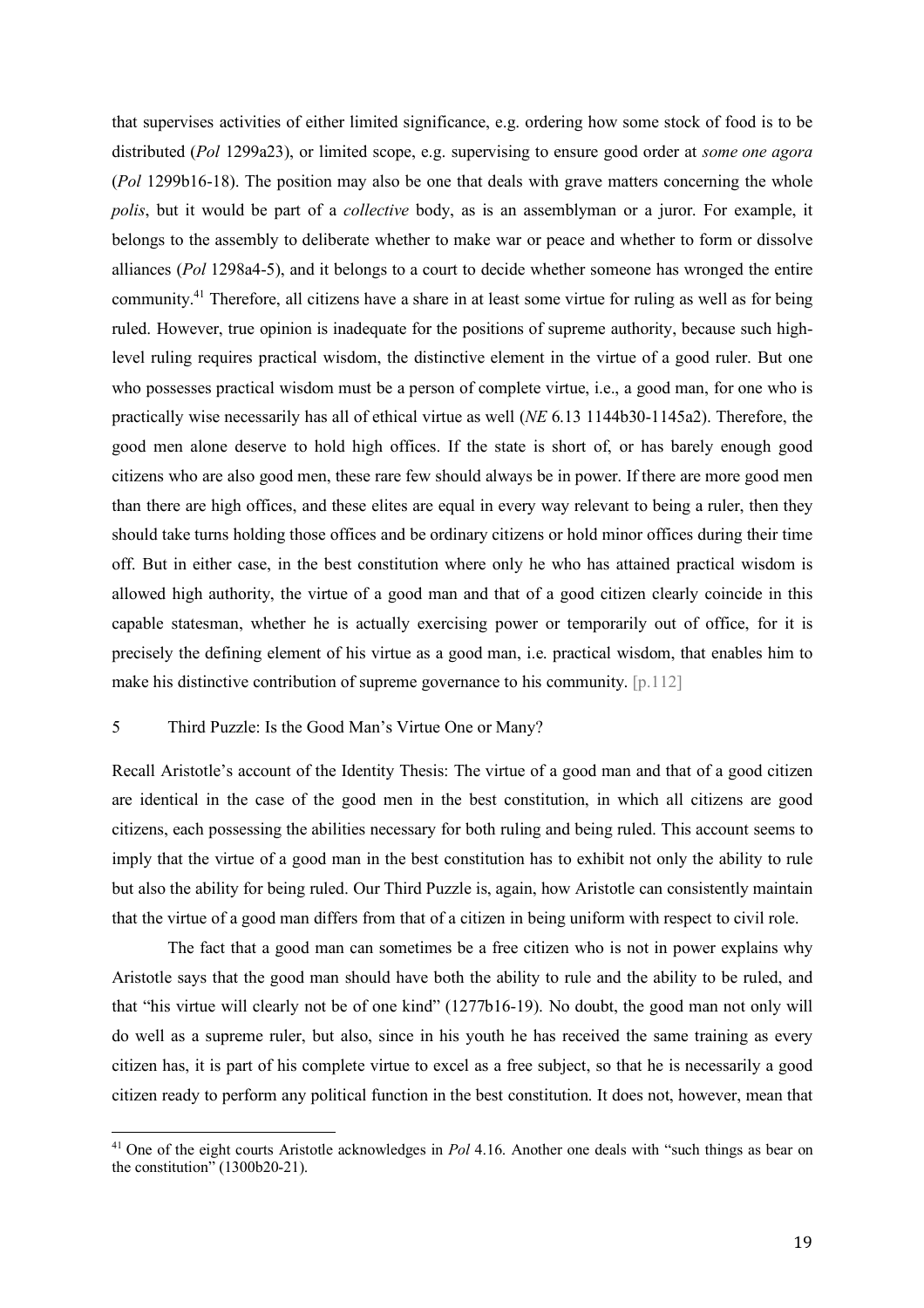that supervises activities of either limited significance, e.g. ordering how some stock of food is to be distributed (*Pol* 1299a23), or limited scope, e.g. supervising to ensure good order at *some one agora* (*Pol* 1299b16-18). The position may also be one that deals with grave matters concerning the whole *polis*, but it would be part of a *collective* body, as is an assemblyman or a juror. For example, it belongs to the assembly to deliberate whether to make war or peace and whether to form or dissolve alliances (*Pol* 1298a4-5), and it belongs to a court to decide whether someone has wronged the entire community.[41] Therefore, all citizens have a share in at least some virtue for ruling as well as for being ruled. However, true opinion is inadequate for the positions of supreme authority, because such high-level ruling requires practical wisdom, the distinctive element in the virtue of a good ruler. But one who possesses practical wisdom must be a person of complete virtue, i.e., a good man, for one who is practically wise necessarily has all of ethical virtue as well (*NE* 6.13 1144b30-1145a2). Therefore, the good men alone deserve to hold high offices. If the state is short of, or has barely enough good citizens who are also good men, these rare few should always be in power. If there are more good men than there are high offices, and these elites are equal in every way relevant to being a ruler, then they should take turns holding those offices and be ordinary citizens or hold minor offices during their time off. But in either case, in the best constitution where only he who has attained practical wisdom is allowed high authority, the virtue of a good man and that of a good citizen clearly coincide in this capable statesman, whether he is actually exercising power or temporarily out of office, for it is precisely the defining element of his virtue as a good man, i.e. practical wisdom, that enables him to make his distinctive contribution of supreme governance to his community. [p.112]

## 5 Third Puzzle: Is the Good Man's Virtue One or Many?

Recall Aristotle's account of the Identity Thesis: The virtue of a good man and that of a good citizen are identical in the case of the good men in the best constitution, in which all citizens are good citizens, each possessing the abilities necessary for both ruling and being ruled. This account seems to imply that the virtue of a good man in the best constitution has to exhibit not only the ability to rule but also the ability for being ruled. Our Third Puzzle is, again, how Aristotle can consistently maintain that the virtue of a good man differs from that of a citizen in being uniform with respect to civil role.

The fact that a good man can sometimes be a free citizen who is not in power explains why Aristotle says that the good man should have both the ability to rule and the ability to be ruled, and that "his virtue will clearly not be of one kind" (1277b16-19). No doubt, the good man not only will do well as a supreme ruler, but also, since in his youth he has received the same training as every citizen has, it is part of his complete virtue to excel as a free subject, so that he is necessarily a good citizen ready to perform any political function in the best constitution. It does not, however, mean that

[41] One of the eight courts Aristotle acknowledges in *Pol* 4.16. Another one deals with "such things as bear on the constitution" (1300b20-21).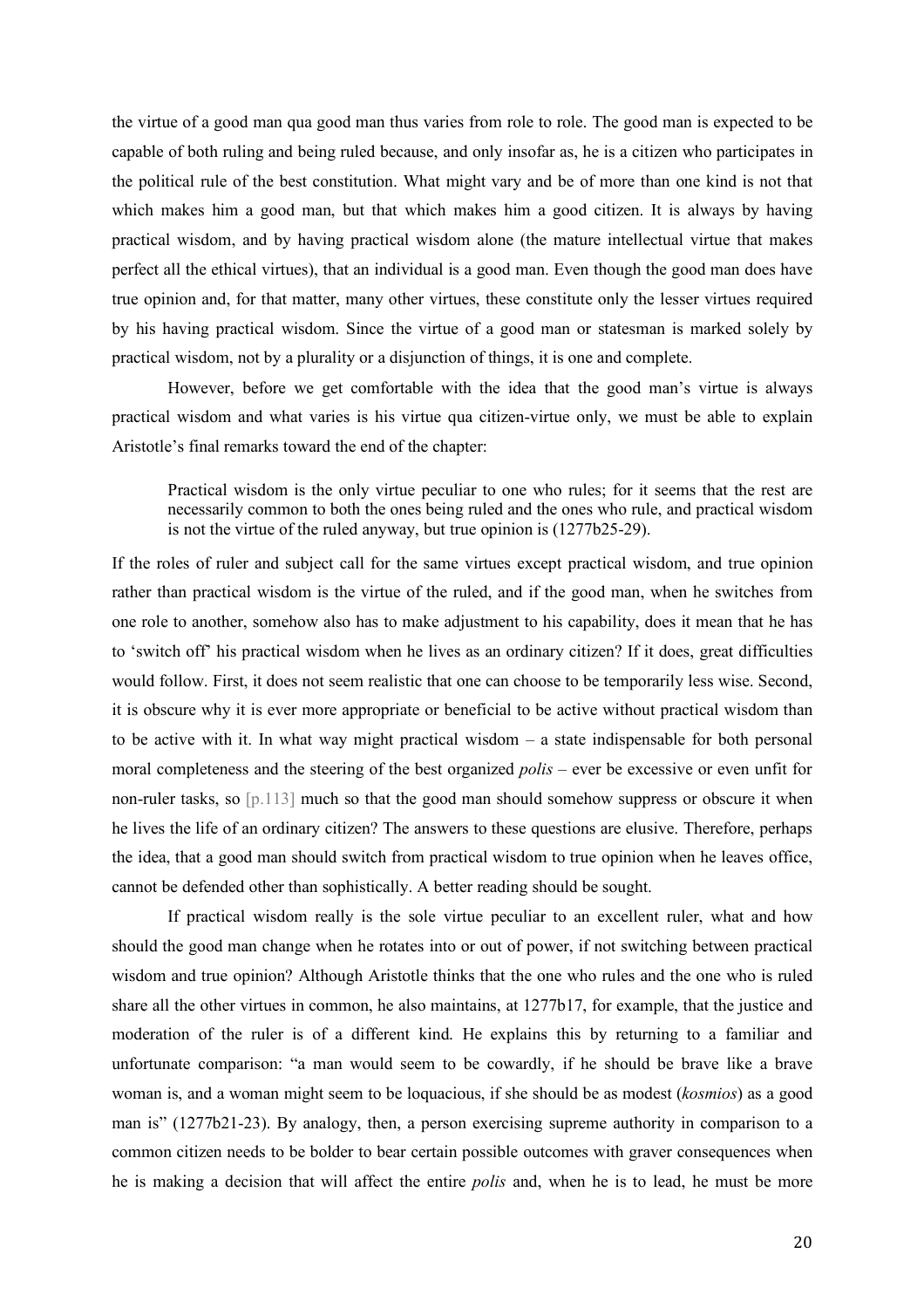the virtue of a good man qua good man thus varies from role to role. The good man is expected to be capable of both ruling and being ruled because, and only insofar as, he is a citizen who participates in the political rule of the best constitution. What might vary and be of more than one kind is not that which makes him a good man, but that which makes him a good citizen. It is always by having practical wisdom, and by having practical wisdom alone (the mature intellectual virtue that makes perfect all the ethical virtues), that an individual is a good man. Even though the good man does have true opinion and, for that matter, many other virtues, these constitute only the lesser virtues required by his having practical wisdom. Since the virtue of a good man or statesman is marked solely by practical wisdom, not by a plurality or a disjunction of things, it is one and complete.

However, before we get comfortable with the idea that the good man's virtue is always practical wisdom and what varies is his virtue qua citizen-virtue only, we must be able to explain Aristotle's final remarks toward the end of the chapter:

> Practical wisdom is the only virtue peculiar to one who rules; for it seems that the rest are necessarily common to both the ones being ruled and the ones who rule, and practical wisdom is not the virtue of the ruled anyway, but true opinion is (1277b25-29).

If the roles of ruler and subject call for the same virtues except practical wisdom, and true opinion rather than practical wisdom is the virtue of the ruled, and if the good man, when he switches from one role to another, somehow also has to make adjustment to his capability, does it mean that he has to 'switch off' his practical wisdom when he lives as an ordinary citizen? If it does, great difficulties would follow. First, it does not seem realistic that one can choose to be temporarily less wise. Second, it is obscure why it is ever more appropriate or beneficial to be active without practical wisdom than to be active with it. In what way might practical wisdom – a state indispensable for both personal moral completeness and the steering of the best organized *polis* – ever be excessive or even unfit for non-ruler tasks, so [p.113] much so that the good man should somehow suppress or obscure it when he lives the life of an ordinary citizen? The answers to these questions are elusive. Therefore, perhaps the idea, that a good man should switch from practical wisdom to true opinion when he leaves office, cannot be defended other than sophistically. A better reading should be sought.

If practical wisdom really is the sole virtue peculiar to an excellent ruler, what and how should the good man change when he rotates into or out of power, if not switching between practical wisdom and true opinion? Although Aristotle thinks that the one who rules and the one who is ruled share all the other virtues in common, he also maintains, at 1277b17, for example, that the justice and moderation of the ruler is of a different kind. He explains this by returning to a familiar and unfortunate comparison: "a man would seem to be cowardly, if he should be brave like a brave woman is, and a woman might seem to be loquacious, if she should be as modest (*kosmios*) as a good man is" (1277b21-23). By analogy, then, a person exercising supreme authority in comparison to a common citizen needs to be bolder to bear certain possible outcomes with graver consequences when he is making a decision that will affect the entire *polis* and, when he is to lead, he must be more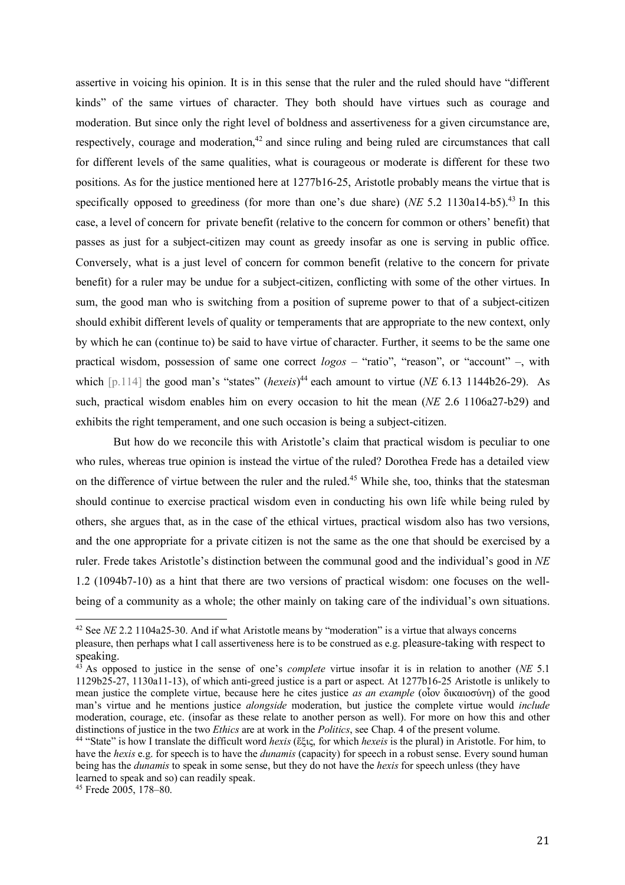assertive in voicing his opinion. It is in this sense that the ruler and the ruled should have "different kinds" of the same virtues of character. They both should have virtues such as courage and moderation. But since only the right level of boldness and assertiveness for a given circumstance are, respectively, courage and moderation,[42] and since ruling and being ruled are circumstances that call for different levels of the same qualities, what is courageous or moderate is different for these two positions. As for the justice mentioned here at 1277b16-25, Aristotle probably means the virtue that is specifically opposed to greediness (for more than one's due share) (*NE* 5.2 1130a14-b5).[43] In this case, a level of concern for private benefit (relative to the concern for common or others' benefit) that passes as just for a subject-citizen may count as greedy insofar as one is serving in public office. Conversely, what is a just level of concern for common benefit (relative to the concern for private benefit) for a ruler may be undue for a subject-citizen, conflicting with some of the other virtues. In sum, the good man who is switching from a position of supreme power to that of a subject-citizen should exhibit different levels of quality or temperaments that are appropriate to the new context, only by which he can (continue to) be said to have virtue of character. Further, it seems to be the same one practical wisdom, possession of same one correct *logos* – "ratio", "reason", or "account" –, with which [p.114] the good man's "states" (*hexeis*)[44] each amount to virtue (*NE* 6.13 1144b26-29). As such, practical wisdom enables him on every occasion to hit the mean (*NE* 2.6 1106a27-b29) and exhibits the right temperament, and one such occasion is being a subject-citizen.

But how do we reconcile this with Aristotle's claim that practical wisdom is peculiar to one who rules, whereas true opinion is instead the virtue of the ruled? Dorothea Frede has a detailed view on the difference of virtue between the ruler and the ruled.[45] While she, too, thinks that the statesman should continue to exercise practical wisdom even in conducting his own life while being ruled by others, she argues that, as in the case of the ethical virtues, practical wisdom also has two versions, and the one appropriate for a private citizen is not the same as the one that should be exercised by a ruler. Frede takes Aristotle's distinction between the communal good and the individual's good in *NE* 1.2 (1094b7-10) as a hint that there are two versions of practical wisdom: one focuses on the well-being of a community as a whole; the other mainly on taking care of the individual's own situations.

---

[42] See *NE* 2.2 1104a25-30. And if what Aristotle means by "moderation" is a virtue that always concerns pleasure, then perhaps what I call assertiveness here is to be construed as e.g. pleasure-taking with respect to speaking.

[43] As opposed to justice in the sense of one's *complete* virtue insofar it is in relation to another (*NE* 5.1 1129b25-27, 1130a11-13), of which anti-greed justice is a part or aspect. At 1277b16-25 Aristotle is unlikely to mean justice the complete virtue, because here he cites justice *as an example* (οἷον δικαιοσύνη) of the good man's virtue and he mentions justice *alongside* moderation, but justice the complete virtue would *include* moderation, courage, etc. (insofar as these relate to another person as well). For more on how this and other distinctions of justice in the two *Ethics* are at work in the *Politics*, see Chap. 4 of the present volume.

[44] "State" is how I translate the difficult word *hexis* (ἕξις, for which *hexeis* is the plural) in Aristotle. For him, to have the *hexis* e.g. for speech is to have the *dunamis* (capacity) for speech in a robust sense. Every sound human being has the *dunamis* to speak in some sense, but they do not have the *hexis* for speech unless (they have learned to speak and so) can readily speak.

[45] Frede 2005, 178–80.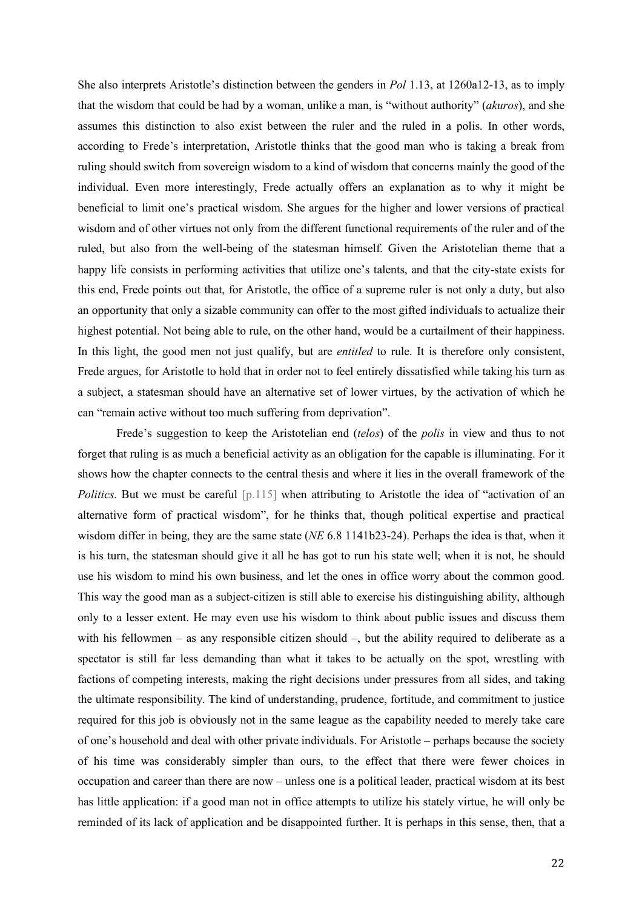She also interprets Aristotle's distinction between the genders in *Pol* 1.13, at 1260a12-13, as to imply that the wisdom that could be had by a woman, unlike a man, is "without authority" (*akuros*), and she assumes this distinction to also exist between the ruler and the ruled in a polis. In other words, according to Frede's interpretation, Aristotle thinks that the good man who is taking a break from ruling should switch from sovereign wisdom to a kind of wisdom that concerns mainly the good of the individual. Even more interestingly, Frede actually offers an explanation as to why it might be beneficial to limit one's practical wisdom. She argues for the higher and lower versions of practical wisdom and of other virtues not only from the different functional requirements of the ruler and of the ruled, but also from the well-being of the statesman himself. Given the Aristotelian theme that a happy life consists in performing activities that utilize one's talents, and that the city-state exists for this end, Frede points out that, for Aristotle, the office of a supreme ruler is not only a duty, but also an opportunity that only a sizable community can offer to the most gifted individuals to actualize their highest potential. Not being able to rule, on the other hand, would be a curtailment of their happiness. In this light, the good men not just qualify, but are *entitled* to rule. It is therefore only consistent, Frede argues, for Aristotle to hold that in order not to feel entirely dissatisfied while taking his turn as a subject, a statesman should have an alternative set of lower virtues, by the activation of which he can "remain active without too much suffering from deprivation".

Frede's suggestion to keep the Aristotelian end (*telos*) of the *polis* in view and thus to not forget that ruling is as much a beneficial activity as an obligation for the capable is illuminating. For it shows how the chapter connects to the central thesis and where it lies in the overall framework of the *Politics*. But we must be careful [p.115] when attributing to Aristotle the idea of "activation of an alternative form of practical wisdom", for he thinks that, though political expertise and practical wisdom differ in being, they are the same state (*NE* 6.8 1141b23-24). Perhaps the idea is that, when it is his turn, the statesman should give it all he has got to run his state well; when it is not, he should use his wisdom to mind his own business, and let the ones in office worry about the common good. This way the good man as a subject-citizen is still able to exercise his distinguishing ability, although only to a lesser extent. He may even use his wisdom to think about public issues and discuss them with his fellowmen – as any responsible citizen should –, but the ability required to deliberate as a spectator is still far less demanding than what it takes to be actually on the spot, wrestling with factions of competing interests, making the right decisions under pressures from all sides, and taking the ultimate responsibility. The kind of understanding, prudence, fortitude, and commitment to justice required for this job is obviously not in the same league as the capability needed to merely take care of one's household and deal with other private individuals. For Aristotle – perhaps because the society of his time was considerably simpler than ours, to the effect that there were fewer choices in occupation and career than there are now – unless one is a political leader, practical wisdom at its best has little application: if a good man not in office attempts to utilize his stately virtue, he will only be reminded of its lack of application and be disappointed further. It is perhaps in this sense, then, that a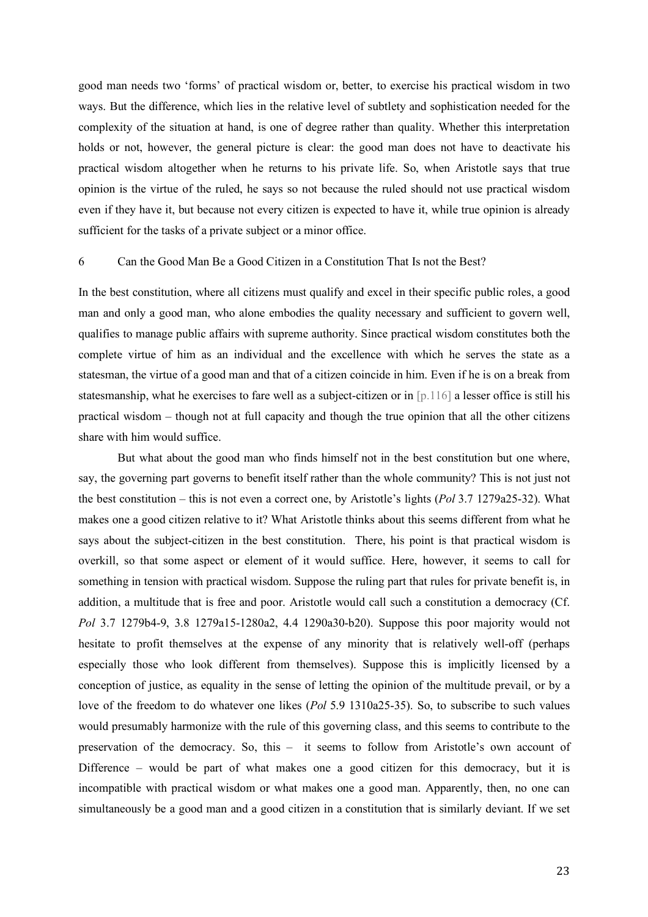good man needs two 'forms' of practical wisdom or, better, to exercise his practical wisdom in two ways. But the difference, which lies in the relative level of subtlety and sophistication needed for the complexity of the situation at hand, is one of degree rather than quality. Whether this interpretation holds or not, however, the general picture is clear: the good man does not have to deactivate his practical wisdom altogether when he returns to his private life. So, when Aristotle says that true opinion is the virtue of the ruled, he says so not because the ruled should not use practical wisdom even if they have it, but because not every citizen is expected to have it, while true opinion is already sufficient for the tasks of a private subject or a minor office.

## 6 Can the Good Man Be a Good Citizen in a Constitution That Is not the Best?

In the best constitution, where all citizens must qualify and excel in their specific public roles, a good man and only a good man, who alone embodies the quality necessary and sufficient to govern well, qualifies to manage public affairs with supreme authority. Since practical wisdom constitutes both the complete virtue of him as an individual and the excellence with which he serves the state as a statesman, the virtue of a good man and that of a citizen coincide in him. Even if he is on a break from statesmanship, what he exercises to fare well as a subject-citizen or in [p.116] a lesser office is still his practical wisdom – though not at full capacity and though the true opinion that all the other citizens share with him would suffice.

But what about the good man who finds himself not in the best constitution but one where, say, the governing part governs to benefit itself rather than the whole community? This is not just not the best constitution – this is not even a correct one, by Aristotle's lights (*Pol* 3.7 1279a25-32). What makes one a good citizen relative to it? What Aristotle thinks about this seems different from what he says about the subject-citizen in the best constitution. There, his point is that practical wisdom is overkill, so that some aspect or element of it would suffice. Here, however, it seems to call for something in tension with practical wisdom. Suppose the ruling part that rules for private benefit is, in addition, a multitude that is free and poor. Aristotle would call such a constitution a democracy (Cf. *Pol* 3.7 1279b4-9, 3.8 1279a15-1280a2, 4.4 1290a30-b20). Suppose this poor majority would not hesitate to profit themselves at the expense of any minority that is relatively well-off (perhaps especially those who look different from themselves). Suppose this is implicitly licensed by a conception of justice, as equality in the sense of letting the opinion of the multitude prevail, or by a love of the freedom to do whatever one likes (*Pol* 5.9 1310a25-35). So, to subscribe to such values would presumably harmonize with the rule of this governing class, and this seems to contribute to the preservation of the democracy. So, this – it seems to follow from Aristotle's own account of Difference – would be part of what makes one a good citizen for this democracy, but it is incompatible with practical wisdom or what makes one a good man. Apparently, then, no one can simultaneously be a good man and a good citizen in a constitution that is similarly deviant. If we set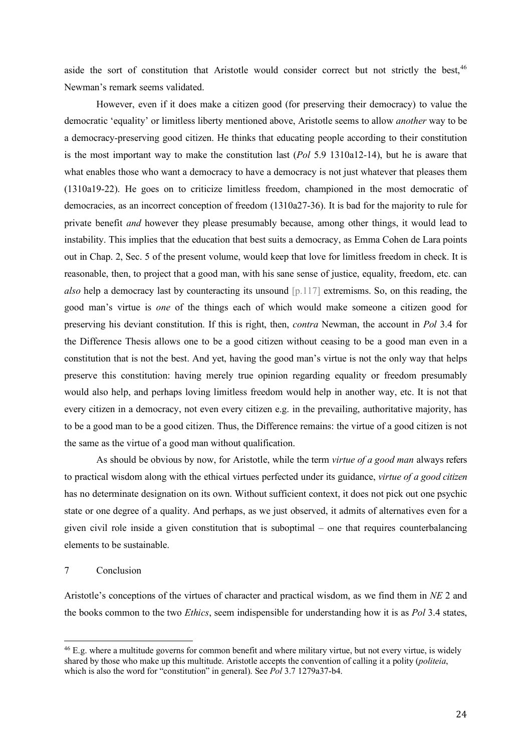aside the sort of constitution that Aristotle would consider correct but not strictly the best,[46] Newman's remark seems validated.

However, even if it does make a citizen good (for preserving their democracy) to value the democratic 'equality' or limitless liberty mentioned above, Aristotle seems to allow *another* way to be a democracy-preserving good citizen. He thinks that educating people according to their constitution is the most important way to make the constitution last (*Pol* 5.9 1310a12-14), but he is aware that what enables those who want a democracy to have a democracy is not just whatever that pleases them (1310a19-22). He goes on to criticize limitless freedom, championed in the most democratic of democracies, as an incorrect conception of freedom (1310a27-36). It is bad for the majority to rule for private benefit *and* however they please presumably because, among other things, it would lead to instability. This implies that the education that best suits a democracy, as Emma Cohen de Lara points out in Chap. 2, Sec. 5 of the present volume, would keep that love for limitless freedom in check. It is reasonable, then, to project that a good man, with his sane sense of justice, equality, freedom, etc. can *also* help a democracy last by counteracting its unsound [p.117] extremisms. So, on this reading, the good man's virtue is *one* of the things each of which would make someone a citizen good for preserving his deviant constitution. If this is right, then, *contra* Newman, the account in *Pol* 3.4 for the Difference Thesis allows one to be a good citizen without ceasing to be a good man even in a constitution that is not the best. And yet, having the good man's virtue is not the only way that helps preserve this constitution: having merely true opinion regarding equality or freedom presumably would also help, and perhaps loving limitless freedom would help in another way, etc. It is not that every citizen in a democracy, not even every citizen e.g. in the prevailing, authoritative majority, has to be a good man to be a good citizen. Thus, the Difference remains: the virtue of a good citizen is not the same as the virtue of a good man without qualification.

As should be obvious by now, for Aristotle, while the term *virtue of a good man* always refers to practical wisdom along with the ethical virtues perfected under its guidance, *virtue of a good citizen* has no determinate designation on its own. Without sufficient context, it does not pick out one psychic state or one degree of a quality. And perhaps, as we just observed, it admits of alternatives even for a given civil role inside a given constitution that is suboptimal – one that requires counterbalancing elements to be sustainable.

## 7 Conclusion

Aristotle's conceptions of the virtues of character and practical wisdom, as we find them in *NE* 2 and the books common to the two *Ethics*, seem indispensible for understanding how it is as *Pol* 3.4 states,

[46] E.g. where a multitude governs for common benefit and where military virtue, but not every virtue, is widely shared by those who make up this multitude. Aristotle accepts the convention of calling it a polity (*politeia*, which is also the word for "constitution" in general). See *Pol* 3.7 1279a37-b4.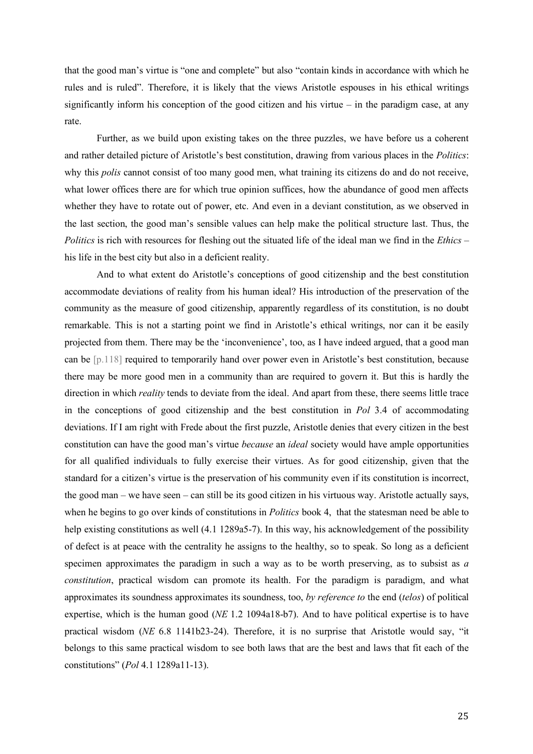that the good man's virtue is "one and complete" but also "contain kinds in accordance with which he rules and is ruled". Therefore, it is likely that the views Aristotle espouses in his ethical writings significantly inform his conception of the good citizen and his virtue – in the paradigm case, at any rate.

Further, as we build upon existing takes on the three puzzles, we have before us a coherent and rather detailed picture of Aristotle's best constitution, drawing from various places in the *Politics*: why this *polis* cannot consist of too many good men, what training its citizens do and do not receive, what lower offices there are for which true opinion suffices, how the abundance of good men affects whether they have to rotate out of power, etc. And even in a deviant constitution, as we observed in the last section, the good man's sensible values can help make the political structure last. Thus, the *Politics* is rich with resources for fleshing out the situated life of the ideal man we find in the *Ethics* – his life in the best city but also in a deficient reality.

And to what extent do Aristotle's conceptions of good citizenship and the best constitution accommodate deviations of reality from his human ideal? His introduction of the preservation of the community as the measure of good citizenship, apparently regardless of its constitution, is no doubt remarkable. This is not a starting point we find in Aristotle's ethical writings, nor can it be easily projected from them. There may be the 'inconvenience', too, as I have indeed argued, that a good man can be [p.118] required to temporarily hand over power even in Aristotle's best constitution, because there may be more good men in a community than are required to govern it. But this is hardly the direction in which *reality* tends to deviate from the ideal. And apart from these, there seems little trace in the conceptions of good citizenship and the best constitution in *Pol* 3.4 of accommodating deviations. If I am right with Frede about the first puzzle, Aristotle denies that every citizen in the best constitution can have the good man's virtue *because* an *ideal* society would have ample opportunities for all qualified individuals to fully exercise their virtues. As for good citizenship, given that the standard for a citizen's virtue is the preservation of his community even if its constitution is incorrect, the good man – we have seen – can still be its good citizen in his virtuous way. Aristotle actually says, when he begins to go over kinds of constitutions in *Politics* book 4, that the statesman need be able to help existing constitutions as well (4.1 1289a5-7). In this way, his acknowledgement of the possibility of defect is at peace with the centrality he assigns to the healthy, so to speak. So long as a deficient specimen approximates the paradigm in such a way as to be worth preserving, as to subsist as *a constitution*, practical wisdom can promote its health. For the paradigm is paradigm, and what approximates its soundness approximates its soundness, too, *by reference to* the end (*telos*) of political expertise, which is the human good (*NE* 1.2 1094a18-b7). And to have political expertise is to have practical wisdom (*NE* 6.8 1141b23-24). Therefore, it is no surprise that Aristotle would say, "it belongs to this same practical wisdom to see both laws that are the best and laws that fit each of the constitutions" (*Pol* 4.1 1289a11-13).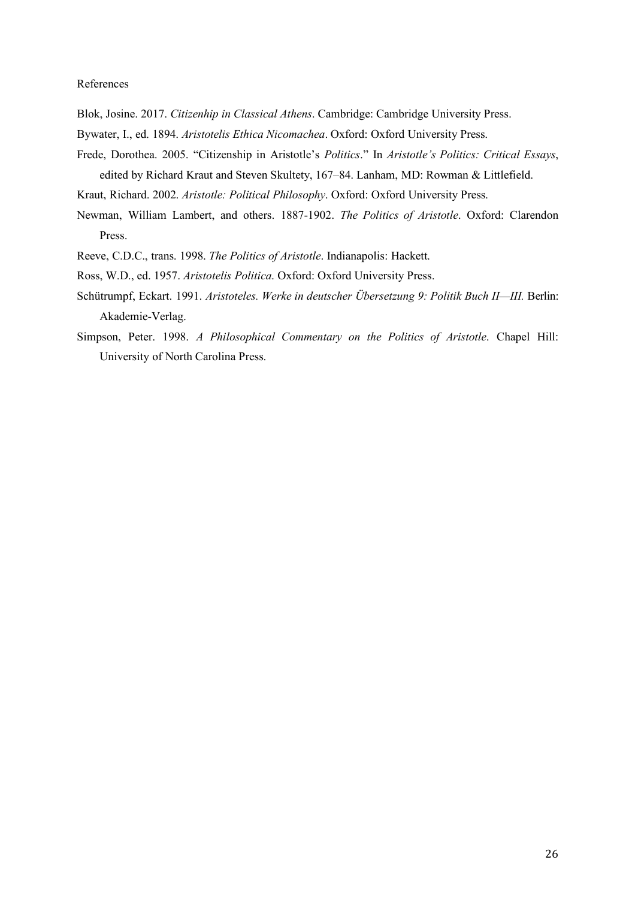References

Blok, Josine. 2017. *Citizenhip in Classical Athens*. Cambridge: Cambridge University Press.

Bywater, I., ed. 1894. *Aristotelis Ethica Nicomachea*. Oxford: Oxford University Press.

Frede, Dorothea. 2005. "Citizenship in Aristotle's *Politics*." In *Aristotle's Politics: Critical Essays*, edited by Richard Kraut and Steven Skultety, 167–84. Lanham, MD: Rowman & Littlefield.

Kraut, Richard. 2002. *Aristotle: Political Philosophy*. Oxford: Oxford University Press.

Newman, William Lambert, and others. 1887-1902. *The Politics of Aristotle*. Oxford: Clarendon Press.

Reeve, C.D.C., trans. 1998. *The Politics of Aristotle*. Indianapolis: Hackett.

Ross, W.D., ed. 1957. *Aristotelis Politica*. Oxford: Oxford University Press.

Schütrumpf, Eckart. 1991. *Aristoteles. Werke in deutscher Übersetzung 9: Politik Buch II—III.* Berlin: Akademie-Verlag.

Simpson, Peter. 1998. *A Philosophical Commentary on the Politics of Aristotle*. Chapel Hill: University of North Carolina Press.